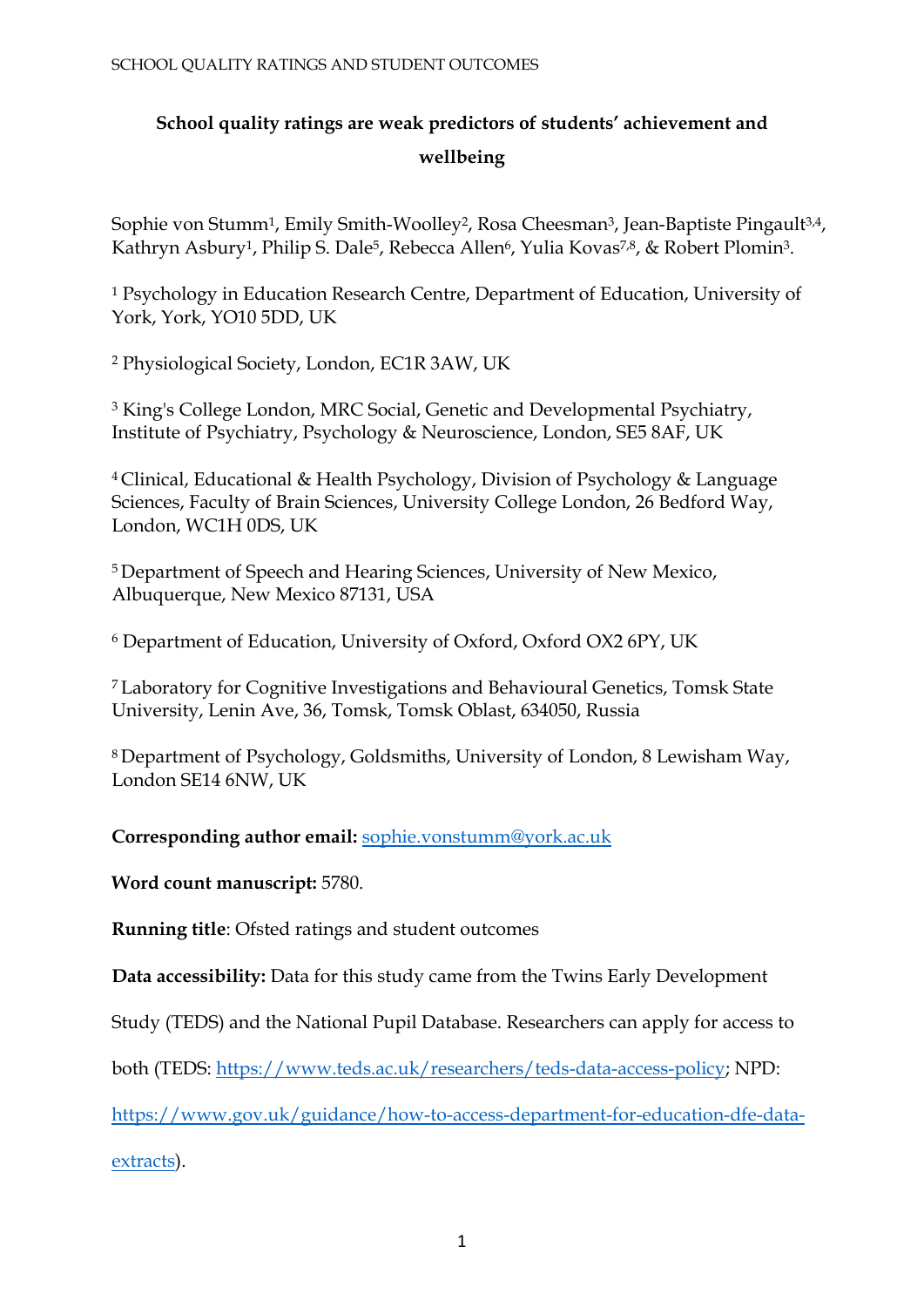# School quality ratings are weak predictors of students' achievement and wellbeing

Sophie von Stumm[1], Emily Smith-Woolley[2], Rosa Cheesman[3], Jean-Baptiste Pingault[3,4], Kathryn Asbury[1], Philip S. Dale[5], Rebecca Allen[6], Yulia Kovas[7,8], & Robert Plomin[3].

[1] Psychology in Education Research Centre, Department of Education, University of York, York, YO10 5DD, UK

[2] Physiological Society, London, EC1R 3AW, UK

[3] King's College London, MRC Social, Genetic and Developmental Psychiatry, Institute of Psychiatry, Psychology & Neuroscience, London, SE5 8AF, UK

[4] Clinical, Educational & Health Psychology, Division of Psychology & Language Sciences, Faculty of Brain Sciences, University College London, 26 Bedford Way, London, WC1H 0DS, UK

[5] Department of Speech and Hearing Sciences, University of New Mexico, Albuquerque, New Mexico 87131, USA

[6] Department of Education, University of Oxford, Oxford OX2 6PY, UK

[7] Laboratory for Cognitive Investigations and Behavioural Genetics, Tomsk State University, Lenin Ave, 36, Tomsk, Tomsk Oblast, 634050, Russia

[8] Department of Psychology, Goldsmiths, University of London, 8 Lewisham Way, London SE14 6NW, UK

**Corresponding author email:** sophie.vonstumm@york.ac.uk

**Word count manuscript:** 5780.

**Running title**: Ofsted ratings and student outcomes

**Data accessibility:** Data for this study came from the Twins Early Development Study (TEDS) and the National Pupil Database. Researchers can apply for access to both (TEDS: https://www.teds.ac.uk/researchers/teds-data-access-policy; NPD: https://www.gov.uk/guidance/how-to-access-department-for-education-dfe-data-extracts).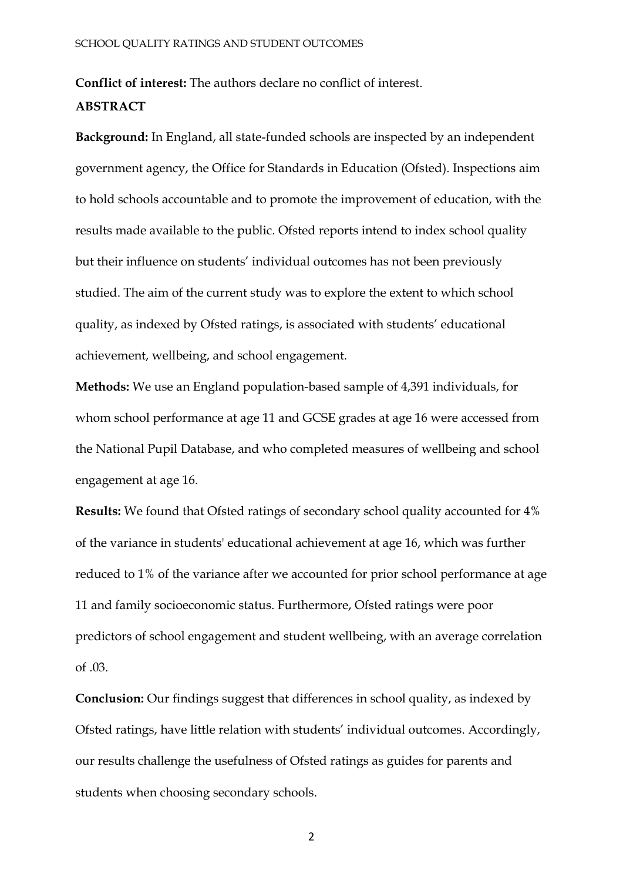**Conflict of interest:** The authors declare no conflict of interest.

## ABSTRACT

**Background:** In England, all state-funded schools are inspected by an independent government agency, the Office for Standards in Education (Ofsted). Inspections aim to hold schools accountable and to promote the improvement of education, with the results made available to the public. Ofsted reports intend to index school quality but their influence on students' individual outcomes has not been previously studied. The aim of the current study was to explore the extent to which school quality, as indexed by Ofsted ratings, is associated with students' educational achievement, wellbeing, and school engagement.

**Methods:** We use an England population-based sample of 4,391 individuals, for whom school performance at age 11 and GCSE grades at age 16 were accessed from the National Pupil Database, and who completed measures of wellbeing and school engagement at age 16.

**Results:** We found that Ofsted ratings of secondary school quality accounted for 4% of the variance in students' educational achievement at age 16, which was further reduced to 1% of the variance after we accounted for prior school performance at age 11 and family socioeconomic status. Furthermore, Ofsted ratings were poor predictors of school engagement and student wellbeing, with an average correlation of .03.

**Conclusion:** Our findings suggest that differences in school quality, as indexed by Ofsted ratings, have little relation with students' individual outcomes. Accordingly, our results challenge the usefulness of Ofsted ratings as guides for parents and students when choosing secondary schools.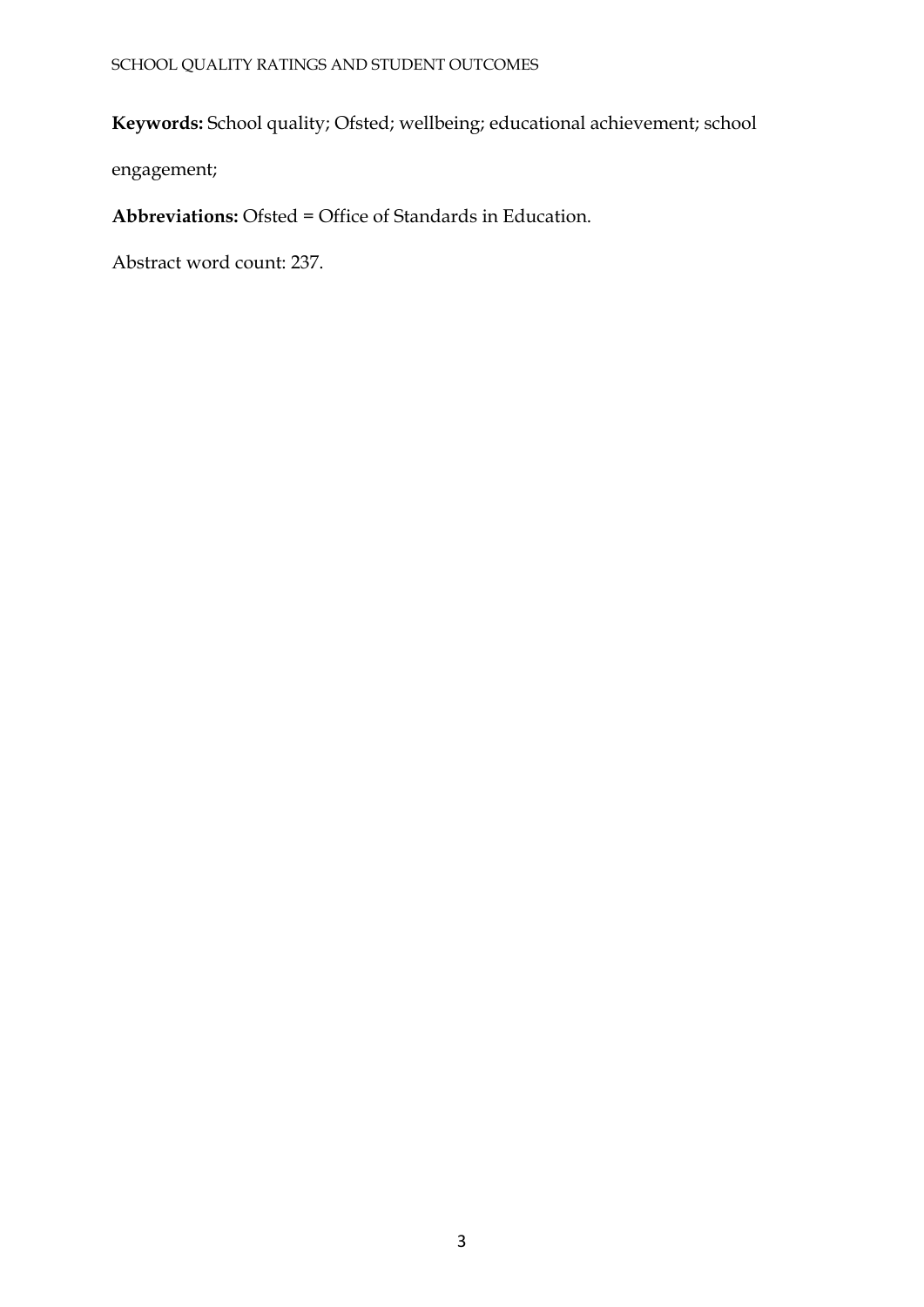**Keywords:** School quality; Ofsted; wellbeing; educational achievement; school engagement;

**Abbreviations:** Ofsted = Office of Standards in Education.

Abstract word count: 237.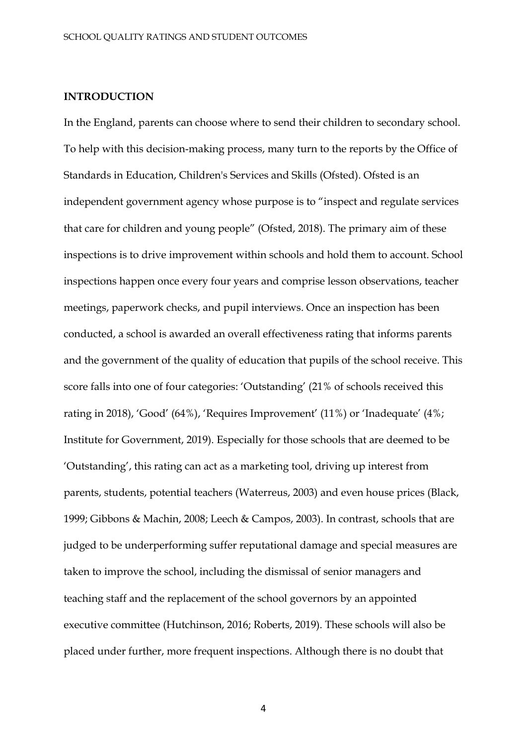## INTRODUCTION

In the England, parents can choose where to send their children to secondary school. To help with this decision-making process, many turn to the reports by the Office of Standards in Education, Children's Services and Skills (Ofsted). Ofsted is an independent government agency whose purpose is to "inspect and regulate services that care for children and young people" (Ofsted, 2018). The primary aim of these inspections is to drive improvement within schools and hold them to account. School inspections happen once every four years and comprise lesson observations, teacher meetings, paperwork checks, and pupil interviews. Once an inspection has been conducted, a school is awarded an overall effectiveness rating that informs parents and the government of the quality of education that pupils of the school receive. This score falls into one of four categories: 'Outstanding' (21% of schools received this rating in 2018), 'Good' (64%), 'Requires Improvement' (11%) or 'Inadequate' (4%; Institute for Government, 2019). Especially for those schools that are deemed to be 'Outstanding', this rating can act as a marketing tool, driving up interest from parents, students, potential teachers (Waterreus, 2003) and even house prices (Black, 1999; Gibbons & Machin, 2008; Leech & Campos, 2003). In contrast, schools that are judged to be underperforming suffer reputational damage and special measures are taken to improve the school, including the dismissal of senior managers and teaching staff and the replacement of the school governors by an appointed executive committee (Hutchinson, 2016; Roberts, 2019). These schools will also be placed under further, more frequent inspections. Although there is no doubt that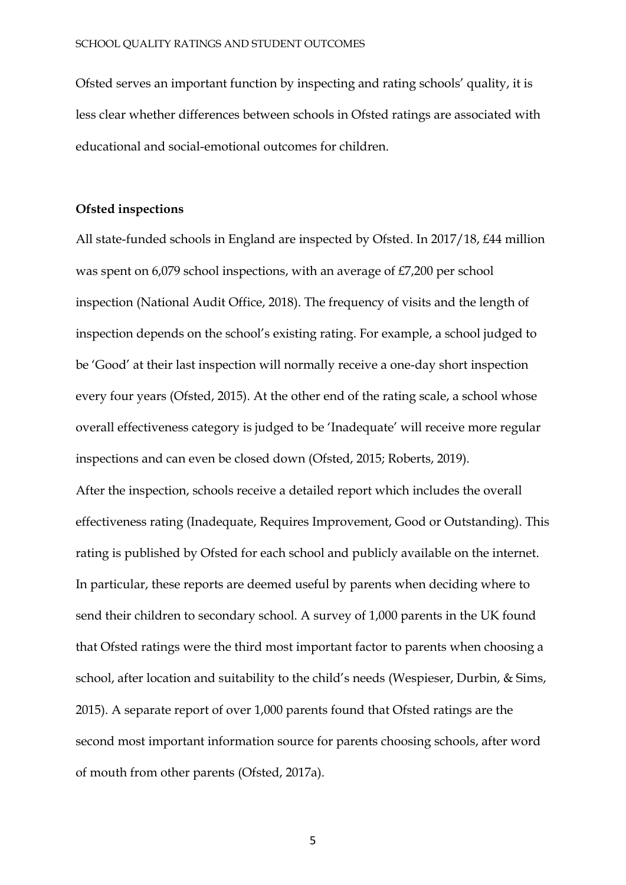Ofsted serves an important function by inspecting and rating schools' quality, it is less clear whether differences between schools in Ofsted ratings are associated with educational and social-emotional outcomes for children.

**Ofsted inspections**

All state-funded schools in England are inspected by Ofsted. In 2017/18, £44 million was spent on 6,079 school inspections, with an average of £7,200 per school inspection (National Audit Office, 2018). The frequency of visits and the length of inspection depends on the school's existing rating. For example, a school judged to be 'Good' at their last inspection will normally receive a one-day short inspection every four years (Ofsted, 2015). At the other end of the rating scale, a school whose overall effectiveness category is judged to be 'Inadequate' will receive more regular inspections and can even be closed down (Ofsted, 2015; Roberts, 2019).

After the inspection, schools receive a detailed report which includes the overall effectiveness rating (Inadequate, Requires Improvement, Good or Outstanding). This rating is published by Ofsted for each school and publicly available on the internet. In particular, these reports are deemed useful by parents when deciding where to send their children to secondary school. A survey of 1,000 parents in the UK found that Ofsted ratings were the third most important factor to parents when choosing a school, after location and suitability to the child's needs (Wespieser, Durbin, & Sims, 2015). A separate report of over 1,000 parents found that Ofsted ratings are the second most important information source for parents choosing schools, after word of mouth from other parents (Ofsted, 2017a).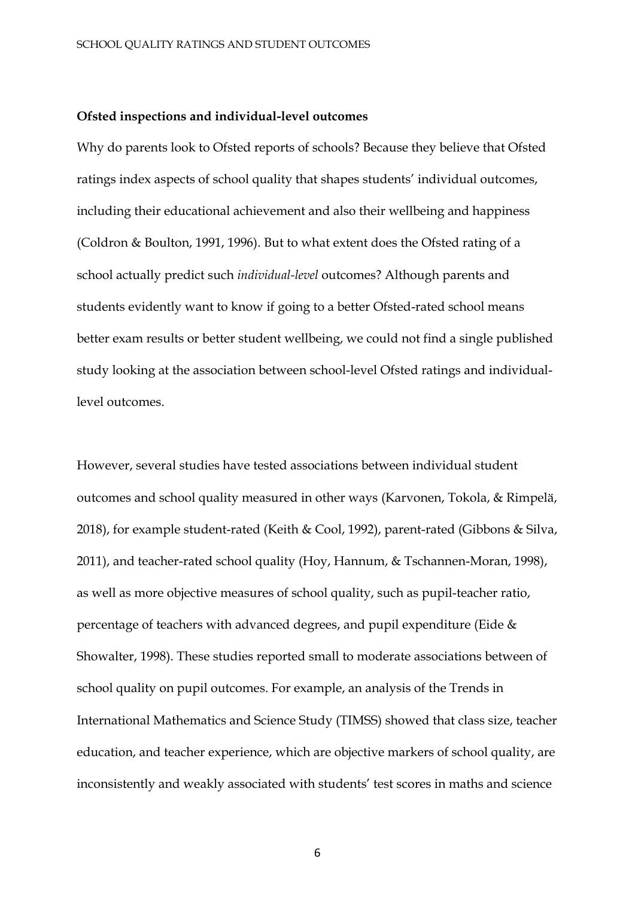**Ofsted inspections and individual-level outcomes**

Why do parents look to Ofsted reports of schools? Because they believe that Ofsted ratings index aspects of school quality that shapes students' individual outcomes, including their educational achievement and also their wellbeing and happiness (Coldron & Boulton, 1991, 1996). But to what extent does the Ofsted rating of a school actually predict such *individual-level* outcomes? Although parents and students evidently want to know if going to a better Ofsted-rated school means better exam results or better student wellbeing, we could not find a single published study looking at the association between school-level Ofsted ratings and individual-level outcomes.

However, several studies have tested associations between individual student outcomes and school quality measured in other ways (Karvonen, Tokola, & Rimpelä, 2018), for example student-rated (Keith & Cool, 1992), parent-rated (Gibbons & Silva, 2011), and teacher-rated school quality (Hoy, Hannum, & Tschannen-Moran, 1998), as well as more objective measures of school quality, such as pupil-teacher ratio, percentage of teachers with advanced degrees, and pupil expenditure (Eide & Showalter, 1998). These studies reported small to moderate associations between of school quality on pupil outcomes. For example, an analysis of the Trends in International Mathematics and Science Study (TIMSS) showed that class size, teacher education, and teacher experience, which are objective markers of school quality, are inconsistently and weakly associated with students' test scores in maths and science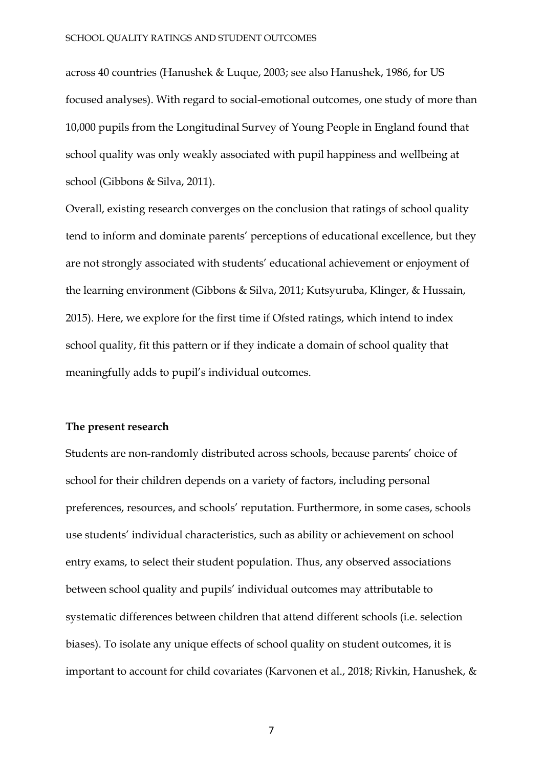across 40 countries (Hanushek & Luque, 2003; see also Hanushek, 1986, for US focused analyses). With regard to social-emotional outcomes, one study of more than 10,000 pupils from the Longitudinal Survey of Young People in England found that school quality was only weakly associated with pupil happiness and wellbeing at school (Gibbons & Silva, 2011).

Overall, existing research converges on the conclusion that ratings of school quality tend to inform and dominate parents' perceptions of educational excellence, but they are not strongly associated with students' educational achievement or enjoyment of the learning environment (Gibbons & Silva, 2011; Kutsyuruba, Klinger, & Hussain, 2015). Here, we explore for the first time if Ofsted ratings, which intend to index school quality, fit this pattern or if they indicate a domain of school quality that meaningfully adds to pupil's individual outcomes.

**The present research**

Students are non-randomly distributed across schools, because parents' choice of school for their children depends on a variety of factors, including personal preferences, resources, and schools' reputation. Furthermore, in some cases, schools use students' individual characteristics, such as ability or achievement on school entry exams, to select their student population. Thus, any observed associations between school quality and pupils' individual outcomes may attributable to systematic differences between children that attend different schools (i.e. selection biases). To isolate any unique effects of school quality on student outcomes, it is important to account for child covariates (Karvonen et al., 2018; Rivkin, Hanushek, &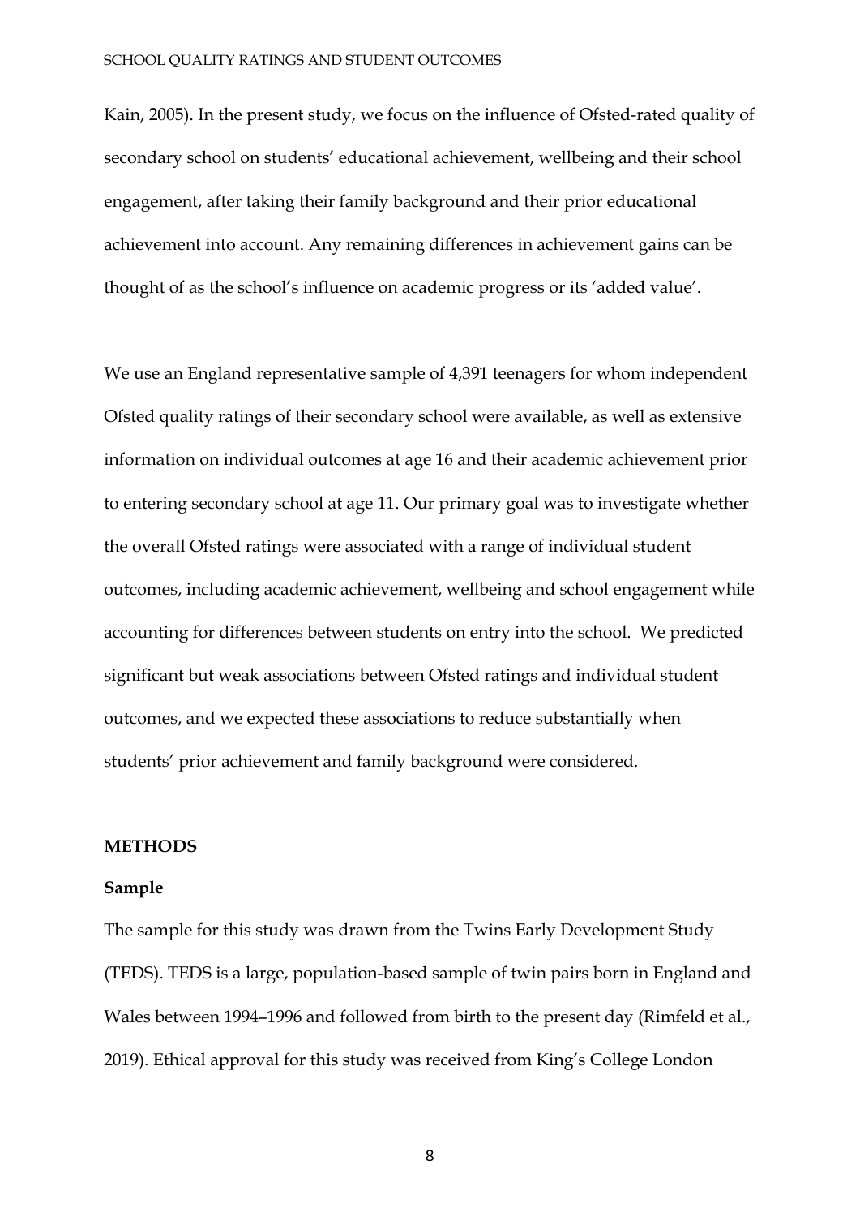Kain, 2005). In the present study, we focus on the influence of Ofsted-rated quality of secondary school on students' educational achievement, wellbeing and their school engagement, after taking their family background and their prior educational achievement into account. Any remaining differences in achievement gains can be thought of as the school's influence on academic progress or its 'added value'.

We use an England representative sample of 4,391 teenagers for whom independent Ofsted quality ratings of their secondary school were available, as well as extensive information on individual outcomes at age 16 and their academic achievement prior to entering secondary school at age 11. Our primary goal was to investigate whether the overall Ofsted ratings were associated with a range of individual student outcomes, including academic achievement, wellbeing and school engagement while accounting for differences between students on entry into the school. We predicted significant but weak associations between Ofsted ratings and individual student outcomes, and we expected these associations to reduce substantially when students' prior achievement and family background were considered.

## METHODS

### Sample

The sample for this study was drawn from the Twins Early Development Study (TEDS). TEDS is a large, population-based sample of twin pairs born in England and Wales between 1994–1996 and followed from birth to the present day (Rimfeld et al., 2019). Ethical approval for this study was received from King's College London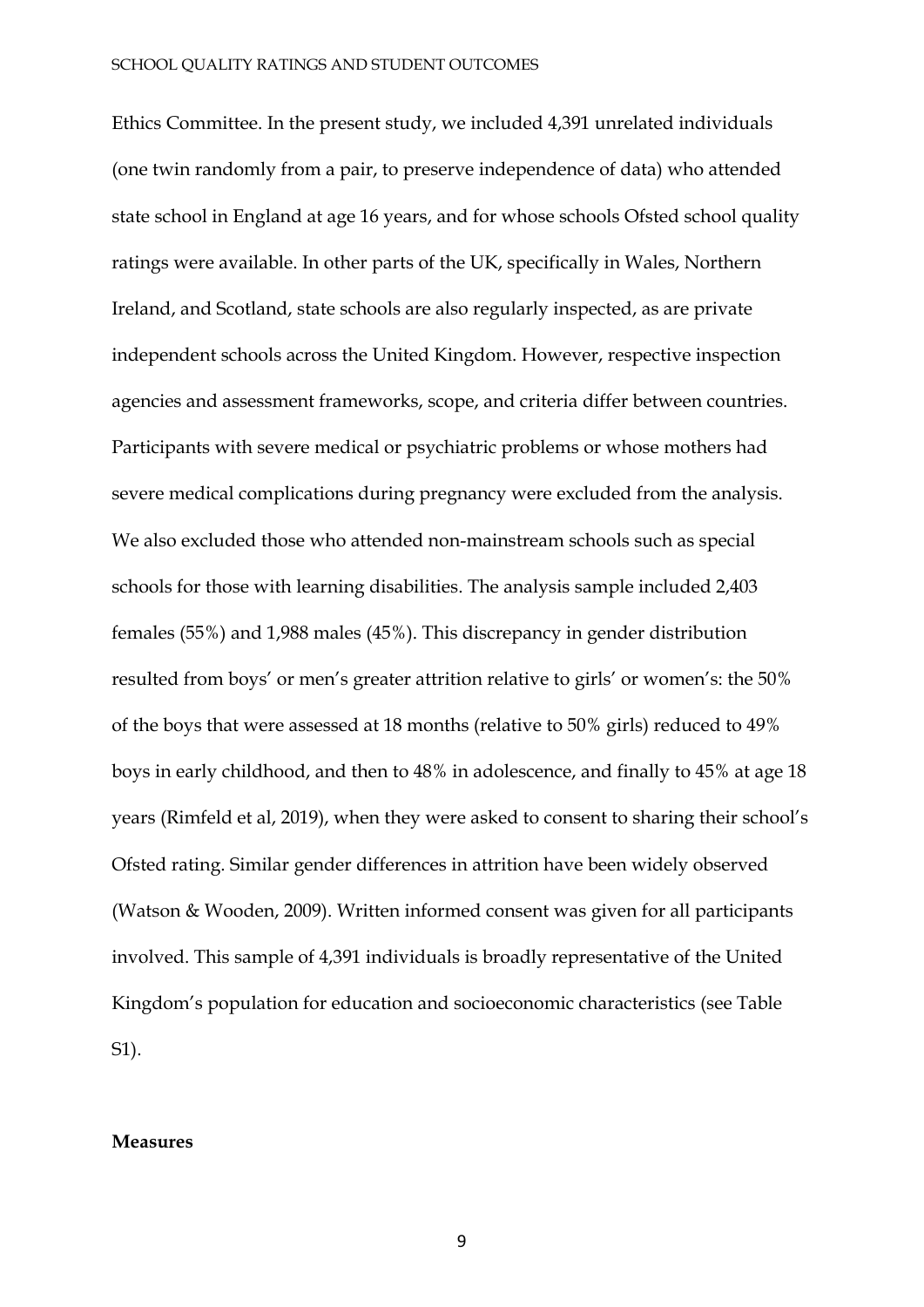Ethics Committee. In the present study, we included 4,391 unrelated individuals (one twin randomly from a pair, to preserve independence of data) who attended state school in England at age 16 years, and for whose schools Ofsted school quality ratings were available. In other parts of the UK, specifically in Wales, Northern Ireland, and Scotland, state schools are also regularly inspected, as are private independent schools across the United Kingdom. However, respective inspection agencies and assessment frameworks, scope, and criteria differ between countries. Participants with severe medical or psychiatric problems or whose mothers had severe medical complications during pregnancy were excluded from the analysis. We also excluded those who attended non-mainstream schools such as special schools for those with learning disabilities. The analysis sample included 2,403 females (55%) and 1,988 males (45%). This discrepancy in gender distribution resulted from boys' or men's greater attrition relative to girls' or women's: the 50% of the boys that were assessed at 18 months (relative to 50% girls) reduced to 49% boys in early childhood, and then to 48% in adolescence, and finally to 45% at age 18 years (Rimfeld et al, 2019), when they were asked to consent to sharing their school's Ofsted rating. Similar gender differences in attrition have been widely observed (Watson & Wooden, 2009). Written informed consent was given for all participants involved. This sample of 4,391 individuals is broadly representative of the United Kingdom's population for education and socioeconomic characteristics (see Table S1).

**Measures**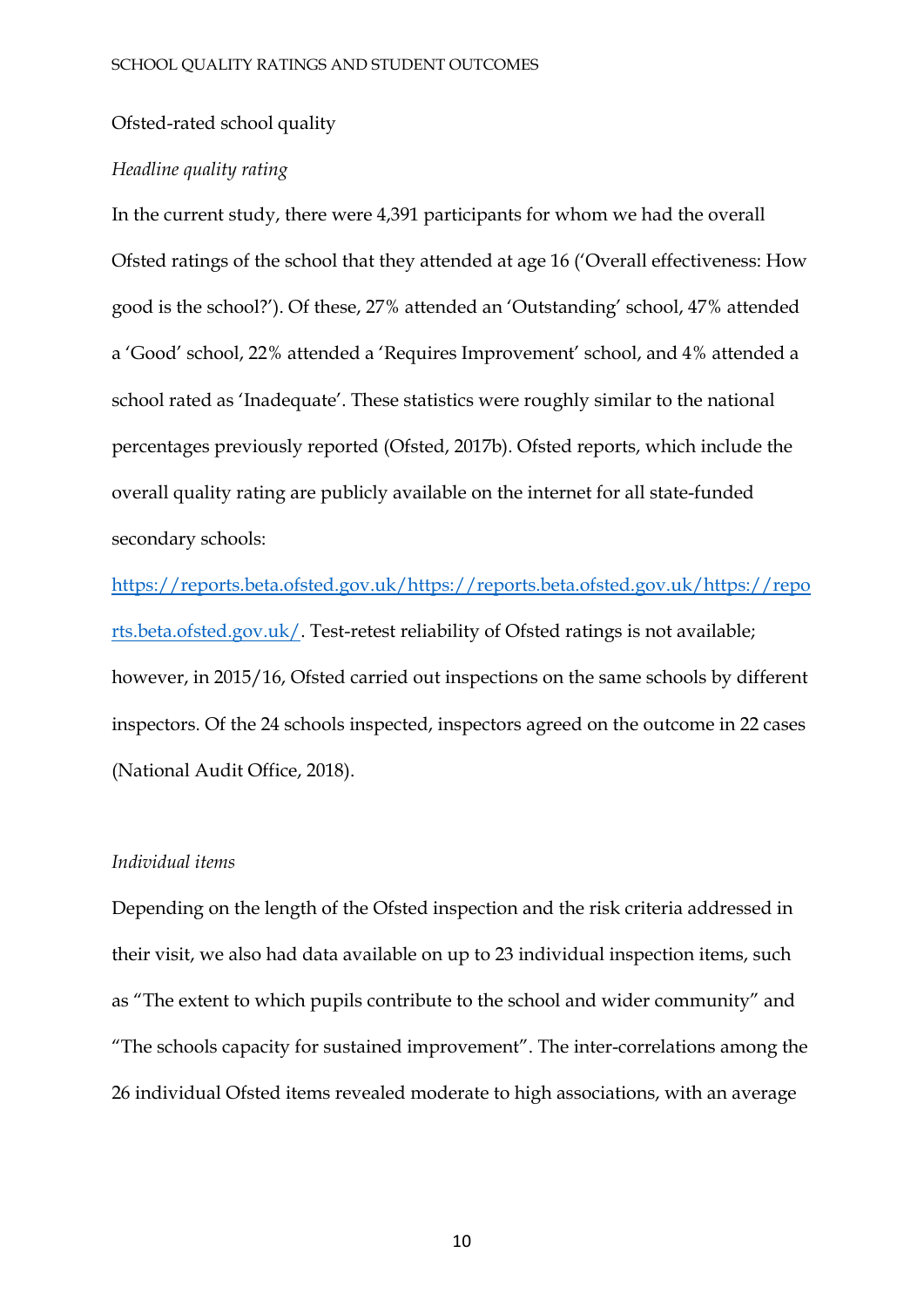Ofsted-rated school quality

*Headline quality rating*

In the current study, there were 4,391 participants for whom we had the overall Ofsted ratings of the school that they attended at age 16 ('Overall effectiveness: How good is the school?'). Of these, 27% attended an 'Outstanding' school, 47% attended a 'Good' school, 22% attended a 'Requires Improvement' school, and 4% attended a school rated as 'Inadequate'. These statistics were roughly similar to the national percentages previously reported (Ofsted, 2017b). Ofsted reports, which include the overall quality rating are publicly available on the internet for all state-funded secondary schools: https://reports.beta.ofsted.gov.uk/https://reports.beta.ofsted.gov.uk/https://reports.beta.ofsted.gov.uk/. Test-retest reliability of Ofsted ratings is not available; however, in 2015/16, Ofsted carried out inspections on the same schools by different inspectors. Of the 24 schools inspected, inspectors agreed on the outcome in 22 cases (National Audit Office, 2018).

*Individual items*

Depending on the length of the Ofsted inspection and the risk criteria addressed in their visit, we also had data available on up to 23 individual inspection items, such as "The extent to which pupils contribute to the school and wider community" and "The schools capacity for sustained improvement". The inter-correlations among the 26 individual Ofsted items revealed moderate to high associations, with an average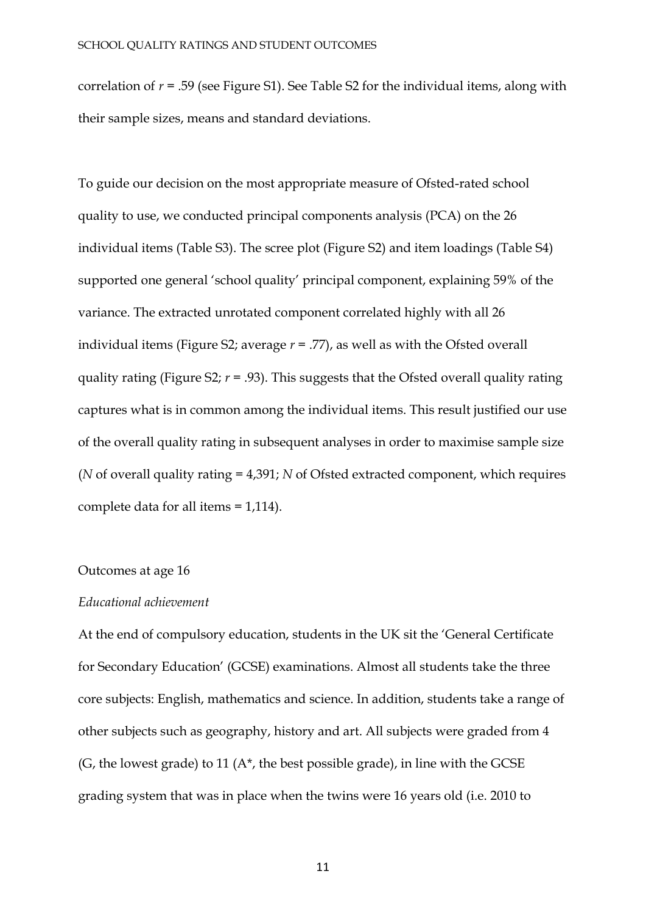correlation of $r$ = .59 (see Figure S1). See Table S2 for the individual items, along with their sample sizes, means and standard deviations.

To guide our decision on the most appropriate measure of Ofsted-rated school quality to use, we conducted principal components analysis (PCA) on the 26 individual items (Table S3). The scree plot (Figure S2) and item loadings (Table S4) supported one general 'school quality' principal component, explaining 59% of the variance. The extracted unrotated component correlated highly with all 26 individual items (Figure S2; average $r$ = .77), as well as with the Ofsted overall quality rating (Figure S2; $r$ = .93). This suggests that the Ofsted overall quality rating captures what is in common among the individual items. This result justified our use of the overall quality rating in subsequent analyses in order to maximise sample size ($N$ of overall quality rating = 4,391; $N$ of Ofsted extracted component, which requires complete data for all items = 1,114).

## Outcomes at age 16

### *Educational achievement*

At the end of compulsory education, students in the UK sit the 'General Certificate for Secondary Education' (GCSE) examinations. Almost all students take the three core subjects: English, mathematics and science. In addition, students take a range of other subjects such as geography, history and art. All subjects were graded from 4 (G, the lowest grade) to 11 (A*, the best possible grade), in line with the GCSE grading system that was in place when the twins were 16 years old (i.e. 2010 to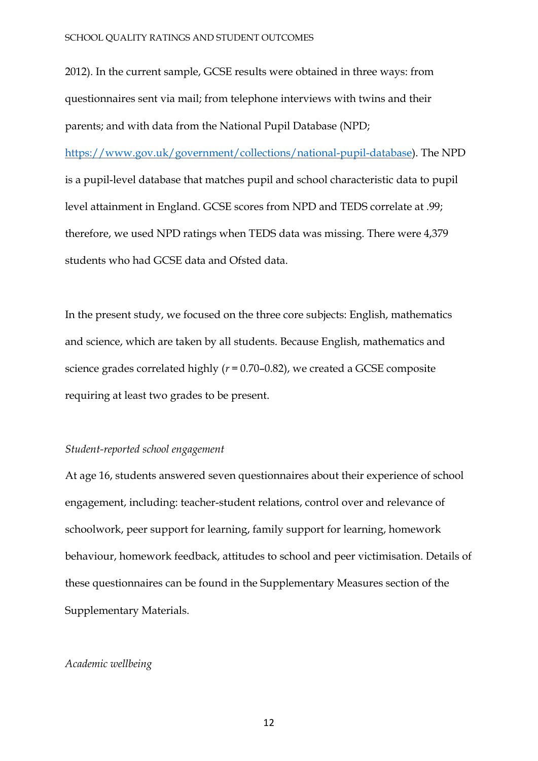2012). In the current sample, GCSE results were obtained in three ways: from questionnaires sent via mail; from telephone interviews with twins and their parents; and with data from the National Pupil Database (NPD; https://www.gov.uk/government/collections/national-pupil-database). The NPD is a pupil-level database that matches pupil and school characteristic data to pupil level attainment in England. GCSE scores from NPD and TEDS correlate at .99; therefore, we used NPD ratings when TEDS data was missing. There were 4,379 students who had GCSE data and Ofsted data.

In the present study, we focused on the three core subjects: English, mathematics and science, which are taken by all students. Because English, mathematics and science grades correlated highly ($r$ = 0.70–0.82), we created a GCSE composite requiring at least two grades to be present.

*Student-reported school engagement*

At age 16, students answered seven questionnaires about their experience of school engagement, including: teacher-student relations, control over and relevance of schoolwork, peer support for learning, family support for learning, homework behaviour, homework feedback, attitudes to school and peer victimisation. Details of these questionnaires can be found in the Supplementary Measures section of the Supplementary Materials.

*Academic wellbeing*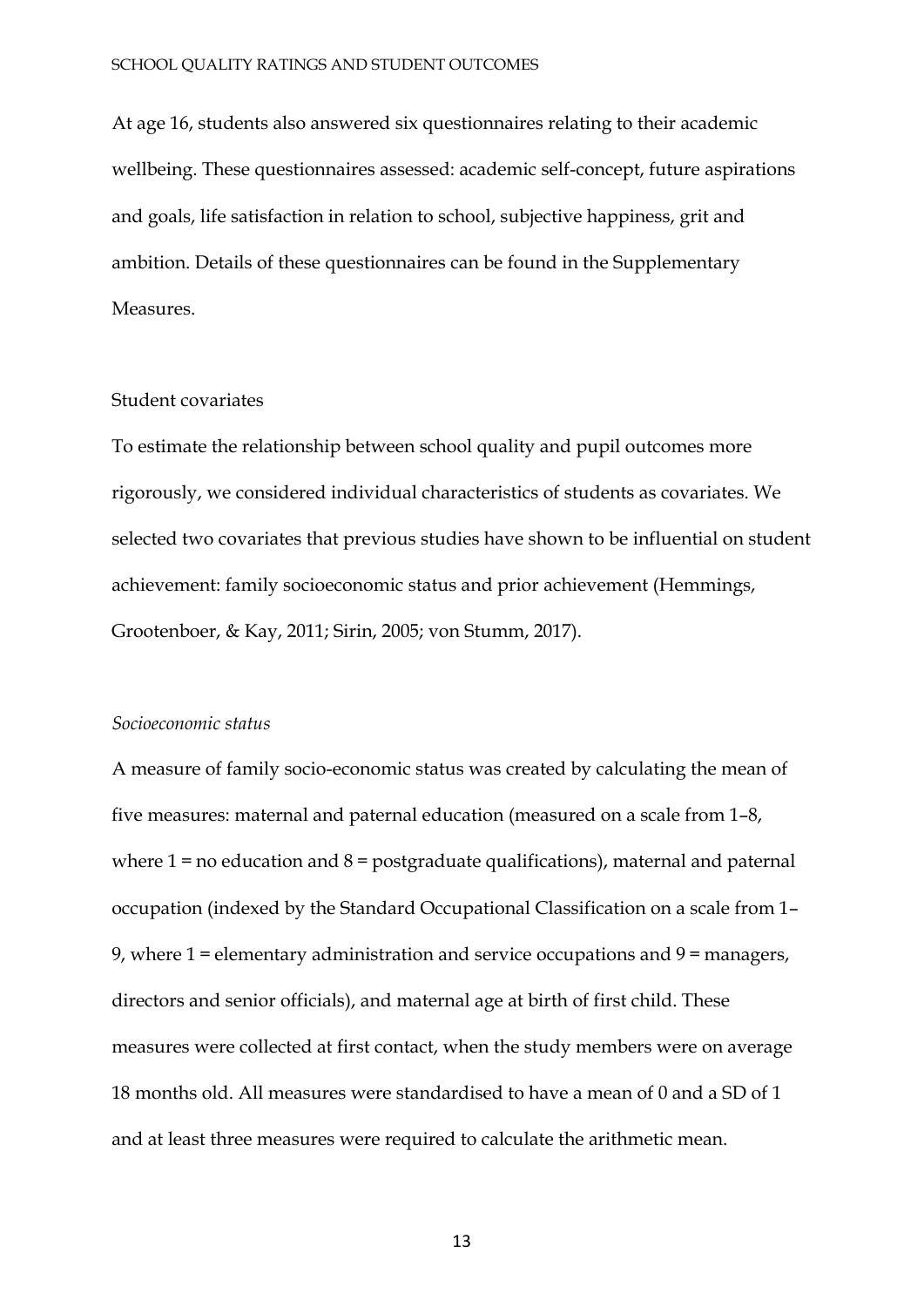At age 16, students also answered six questionnaires relating to their academic wellbeing. These questionnaires assessed: academic self-concept, future aspirations and goals, life satisfaction in relation to school, subjective happiness, grit and ambition. Details of these questionnaires can be found in the Supplementary Measures.

### Student covariates

To estimate the relationship between school quality and pupil outcomes more rigorously, we considered individual characteristics of students as covariates. We selected two covariates that previous studies have shown to be influential on student achievement: family socioeconomic status and prior achievement (Hemmings, Grootenboer, & Kay, 2011; Sirin, 2005; von Stumm, 2017).

#### *Socioeconomic status*

A measure of family socio-economic status was created by calculating the mean of five measures: maternal and paternal education (measured on a scale from 1–8, where 1 = no education and 8 = postgraduate qualifications), maternal and paternal occupation (indexed by the Standard Occupational Classification on a scale from 1–9, where 1 = elementary administration and service occupations and 9 = managers, directors and senior officials), and maternal age at birth of first child. These measures were collected at first contact, when the study members were on average 18 months old. All measures were standardised to have a mean of 0 and a SD of 1 and at least three measures were required to calculate the arithmetic mean.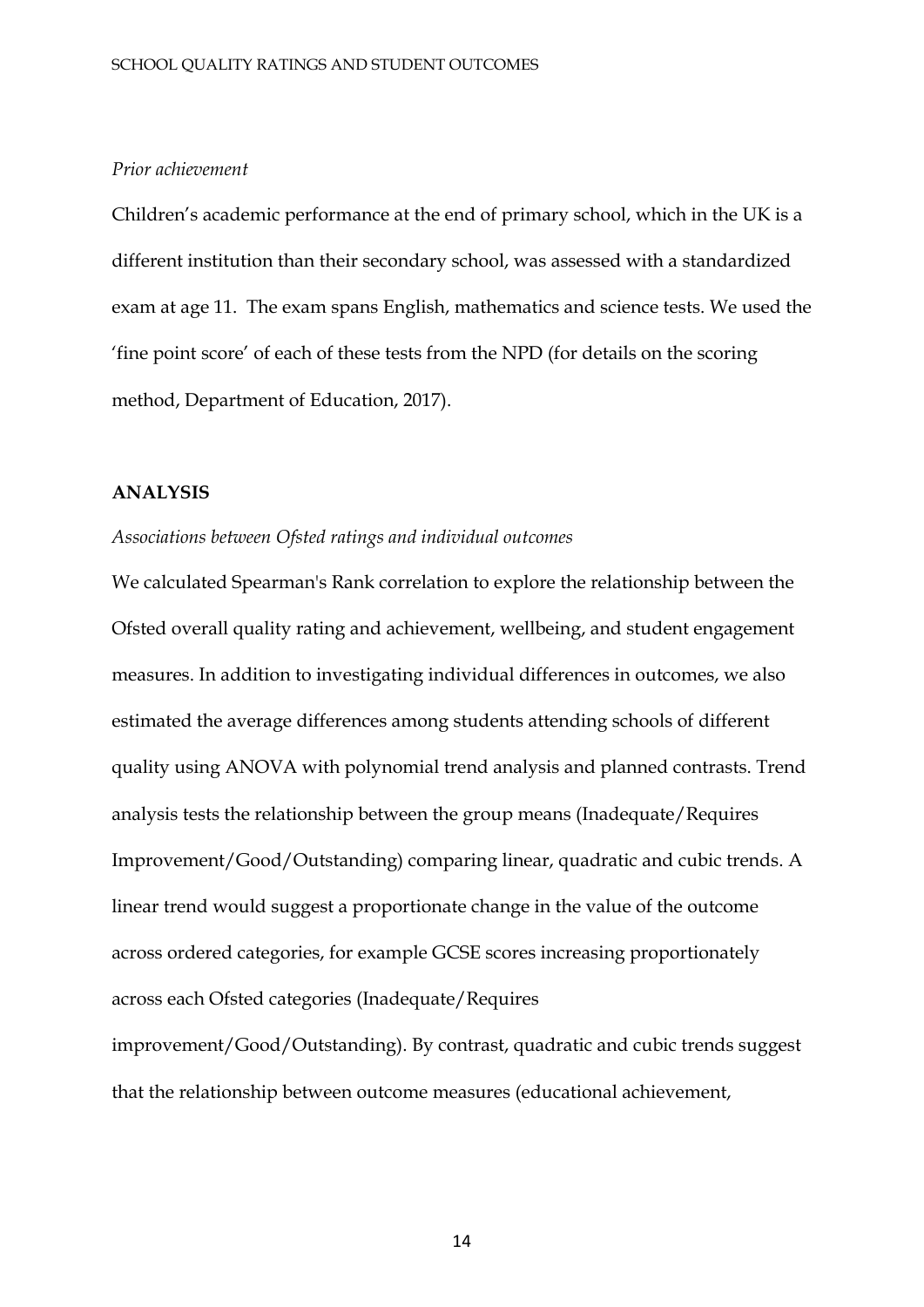*Prior achievement*

Children's academic performance at the end of primary school, which in the UK is a different institution than their secondary school, was assessed with a standardized exam at age 11. The exam spans English, mathematics and science tests. We used the 'fine point score' of each of these tests from the NPD (for details on the scoring method, Department of Education, 2017).

## ANALYSIS

*Associations between Ofsted ratings and individual outcomes*

We calculated Spearman's Rank correlation to explore the relationship between the Ofsted overall quality rating and achievement, wellbeing, and student engagement measures. In addition to investigating individual differences in outcomes, we also estimated the average differences among students attending schools of different quality using ANOVA with polynomial trend analysis and planned contrasts. Trend analysis tests the relationship between the group means (Inadequate/Requires Improvement/Good/Outstanding) comparing linear, quadratic and cubic trends. A linear trend would suggest a proportionate change in the value of the outcome across ordered categories, for example GCSE scores increasing proportionately across each Ofsted categories (Inadequate/Requires improvement/Good/Outstanding). By contrast, quadratic and cubic trends suggest that the relationship between outcome measures (educational achievement,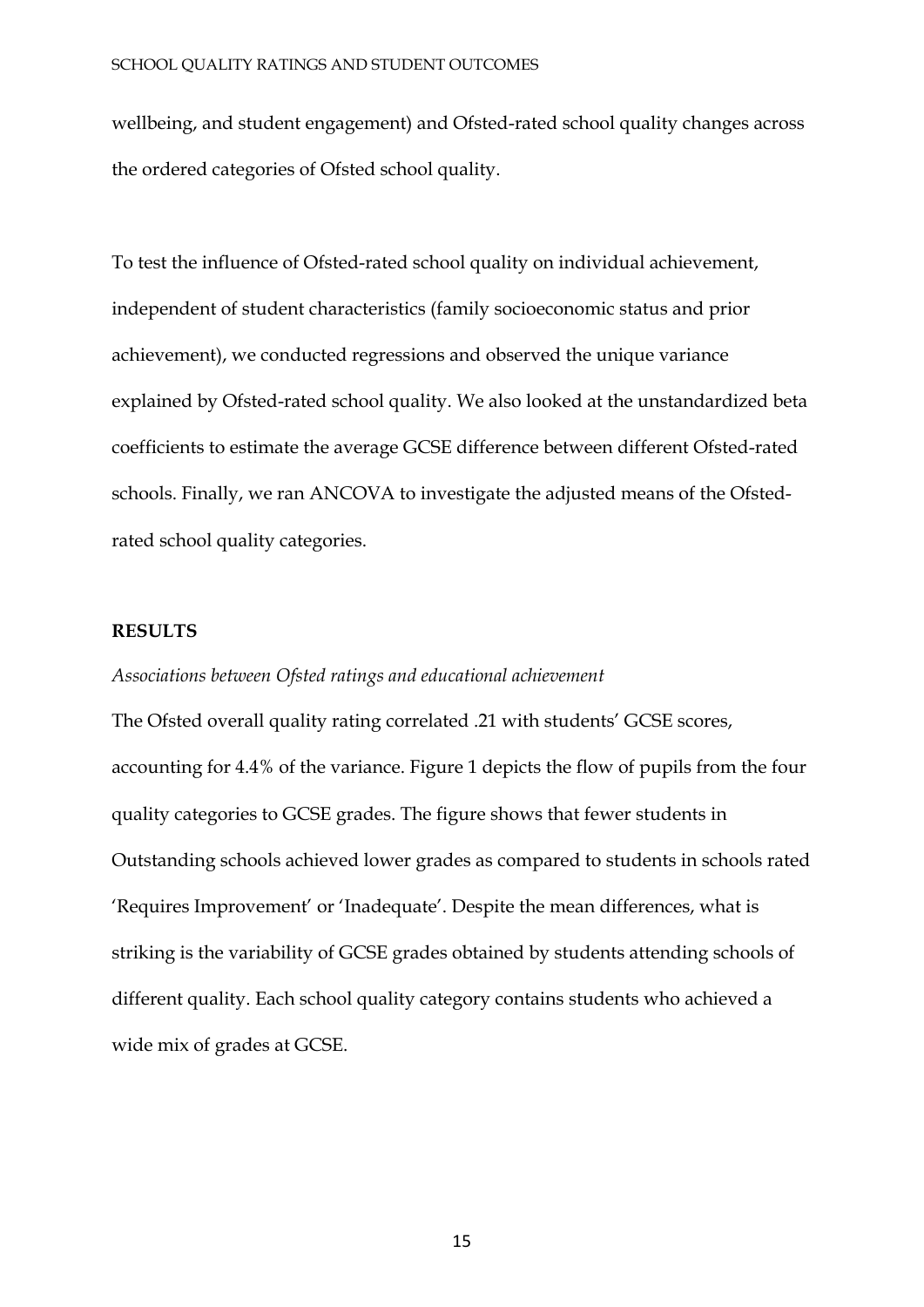wellbeing, and student engagement) and Ofsted-rated school quality changes across the ordered categories of Ofsted school quality.

To test the influence of Ofsted-rated school quality on individual achievement, independent of student characteristics (family socioeconomic status and prior achievement), we conducted regressions and observed the unique variance explained by Ofsted-rated school quality. We also looked at the unstandardized beta coefficients to estimate the average GCSE difference between different Ofsted-rated schools. Finally, we ran ANCOVA to investigate the adjusted means of the Ofsted-rated school quality categories.

## RESULTS

*Associations between Ofsted ratings and educational achievement*

The Ofsted overall quality rating correlated .21 with students' GCSE scores, accounting for 4.4% of the variance. Figure 1 depicts the flow of pupils from the four quality categories to GCSE grades. The figure shows that fewer students in Outstanding schools achieved lower grades as compared to students in schools rated 'Requires Improvement' or 'Inadequate'. Despite the mean differences, what is striking is the variability of GCSE grades obtained by students attending schools of different quality. Each school quality category contains students who achieved a wide mix of grades at GCSE.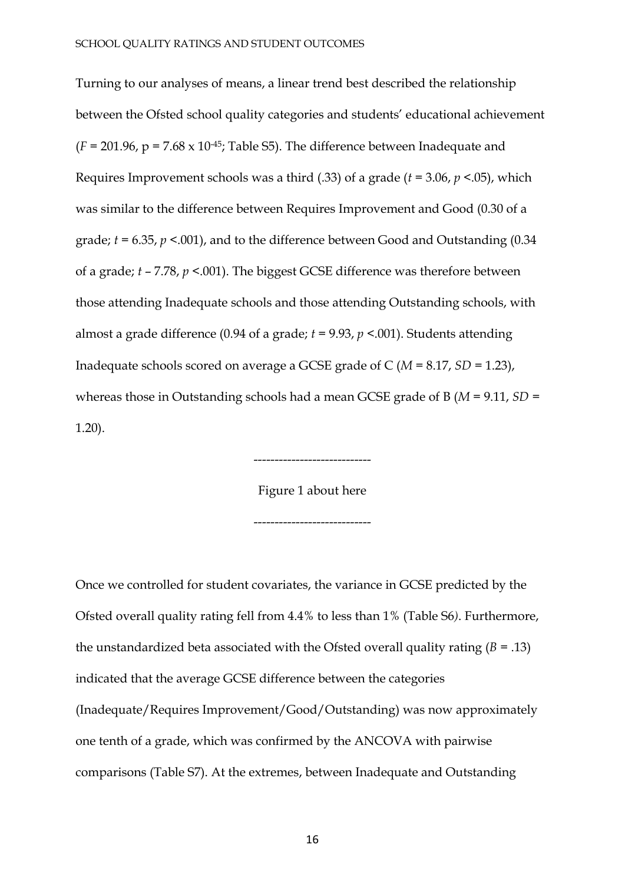Turning to our analyses of means, a linear trend best described the relationship between the Ofsted school quality categories and students' educational achievement ($F$ = 201.96, p = 7.68 x $10^{-45}$; Table S5). The difference between Inadequate and Requires Improvement schools was a third (.33) of a grade ($t$ = 3.06, $p$ <.05), which was similar to the difference between Requires Improvement and Good (0.30 of a grade; $t$ = 6.35, $p$ <.001), and to the difference between Good and Outstanding (0.34 of a grade; $t$ – 7.78, $p$ <.001). The biggest GCSE difference was therefore between those attending Inadequate schools and those attending Outstanding schools, with almost a grade difference (0.94 of a grade; $t$ = 9.93, $p$ <.001). Students attending Inadequate schools scored on average a GCSE grade of C ($M$ = 8.17, $SD$ = 1.23), whereas those in Outstanding schools had a mean GCSE grade of B ($M$ = 9.11, $SD$ = 1.20).

----------------------------

Figure 1 about here

----------------------------

Once we controlled for student covariates, the variance in GCSE predicted by the Ofsted overall quality rating fell from 4.4% to less than 1% (Table S6). Furthermore, the unstandardized beta associated with the Ofsted overall quality rating ($B$ = .13) indicated that the average GCSE difference between the categories (Inadequate/Requires Improvement/Good/Outstanding) was now approximately one tenth of a grade, which was confirmed by the ANCOVA with pairwise comparisons (Table S7). At the extremes, between Inadequate and Outstanding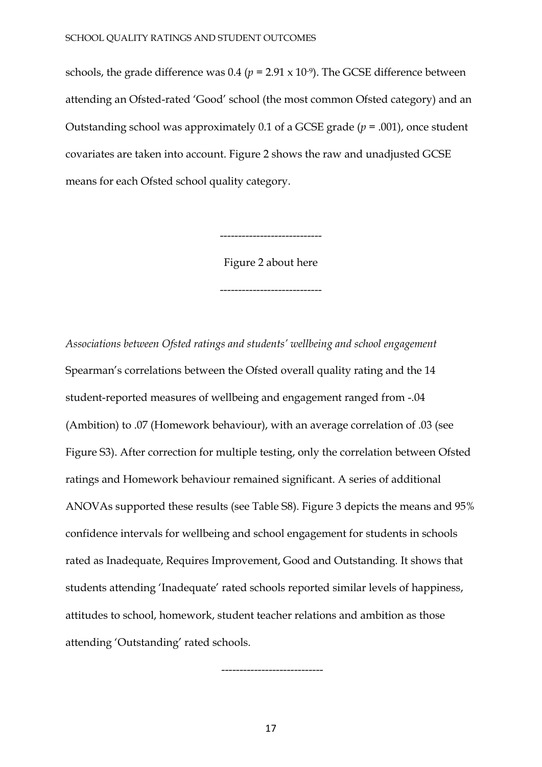schools, the grade difference was 0.4 ($p = 2.91 \times 10^{-9}$). The GCSE difference between attending an Ofsted-rated 'Good' school (the most common Ofsted category) and an Outstanding school was approximately 0.1 of a GCSE grade ($p = .001$), once student covariates are taken into account. Figure 2 shows the raw and unadjusted GCSE means for each Ofsted school quality category.

----------------------------

Figure 2 about here

----------------------------

*Associations between Ofsted ratings and students' wellbeing and school engagement*

Spearman's correlations between the Ofsted overall quality rating and the 14 student-reported measures of wellbeing and engagement ranged from -.04 (Ambition) to .07 (Homework behaviour), with an average correlation of .03 (see Figure S3). After correction for multiple testing, only the correlation between Ofsted ratings and Homework behaviour remained significant. A series of additional ANOVAs supported these results (see Table S8). Figure 3 depicts the means and 95% confidence intervals for wellbeing and school engagement for students in schools rated as Inadequate, Requires Improvement, Good and Outstanding. It shows that students attending 'Inadequate' rated schools reported similar levels of happiness, attitudes to school, homework, student teacher relations and ambition as those attending 'Outstanding' rated schools.

----------------------------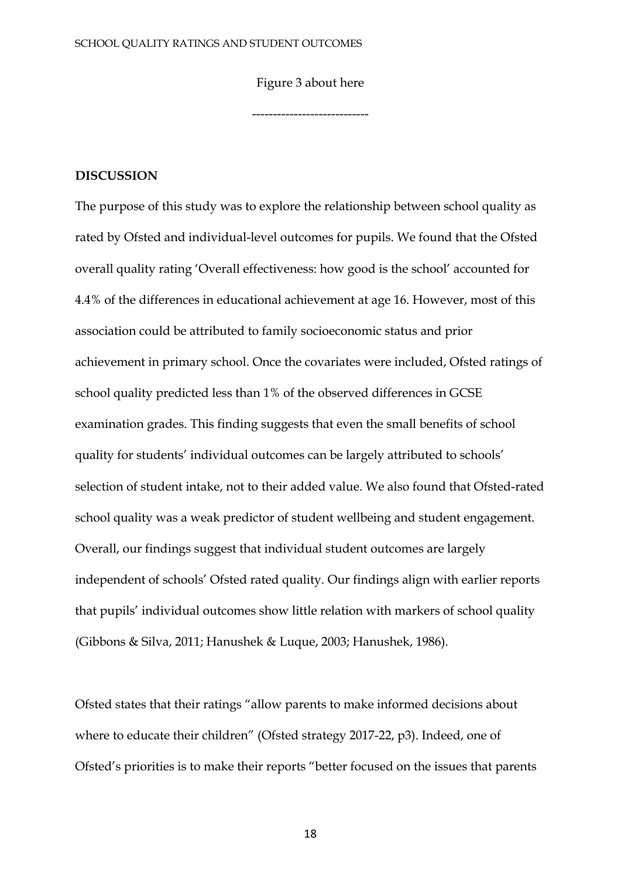Figure 3 about here

----------------------------

**DISCUSSION**

The purpose of this study was to explore the relationship between school quality as rated by Ofsted and individual-level outcomes for pupils. We found that the Ofsted overall quality rating 'Overall effectiveness: how good is the school' accounted for 4.4% of the differences in educational achievement at age 16. However, most of this association could be attributed to family socioeconomic status and prior achievement in primary school. Once the covariates were included, Ofsted ratings of school quality predicted less than 1% of the observed differences in GCSE examination grades. This finding suggests that even the small benefits of school quality for students' individual outcomes can be largely attributed to schools' selection of student intake, not to their added value. We also found that Ofsted-rated school quality was a weak predictor of student wellbeing and student engagement. Overall, our findings suggest that individual student outcomes are largely independent of schools' Ofsted rated quality. Our findings align with earlier reports that pupils' individual outcomes show little relation with markers of school quality (Gibbons & Silva, 2011; Hanushek & Luque, 2003; Hanushek, 1986).

Ofsted states that their ratings "allow parents to make informed decisions about where to educate their children" (Ofsted strategy 2017-22, p3). Indeed, one of Ofsted's priorities is to make their reports "better focused on the issues that parents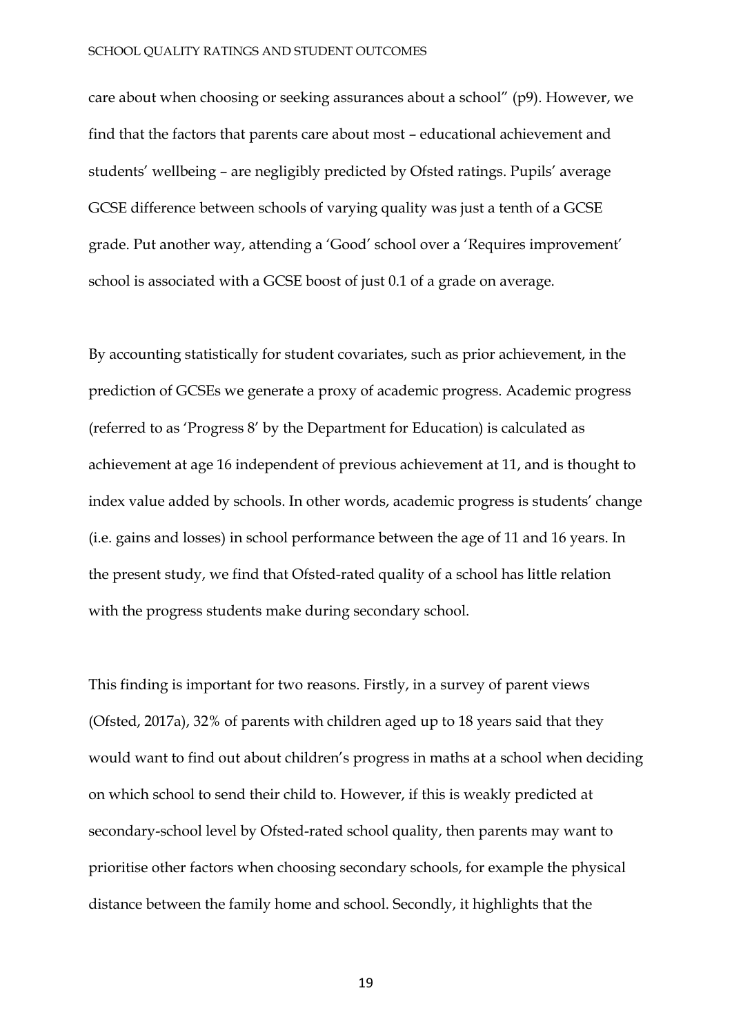care about when choosing or seeking assurances about a school" (p9). However, we find that the factors that parents care about most – educational achievement and students' wellbeing – are negligibly predicted by Ofsted ratings. Pupils' average GCSE difference between schools of varying quality was just a tenth of a GCSE grade. Put another way, attending a 'Good' school over a 'Requires improvement' school is associated with a GCSE boost of just 0.1 of a grade on average.

By accounting statistically for student covariates, such as prior achievement, in the prediction of GCSEs we generate a proxy of academic progress. Academic progress (referred to as 'Progress 8' by the Department for Education) is calculated as achievement at age 16 independent of previous achievement at 11, and is thought to index value added by schools. In other words, academic progress is students' change (i.e. gains and losses) in school performance between the age of 11 and 16 years. In the present study, we find that Ofsted-rated quality of a school has little relation with the progress students make during secondary school.

This finding is important for two reasons. Firstly, in a survey of parent views (Ofsted, 2017a), 32% of parents with children aged up to 18 years said that they would want to find out about children's progress in maths at a school when deciding on which school to send their child to. However, if this is weakly predicted at secondary-school level by Ofsted-rated school quality, then parents may want to prioritise other factors when choosing secondary schools, for example the physical distance between the family home and school. Secondly, it highlights that the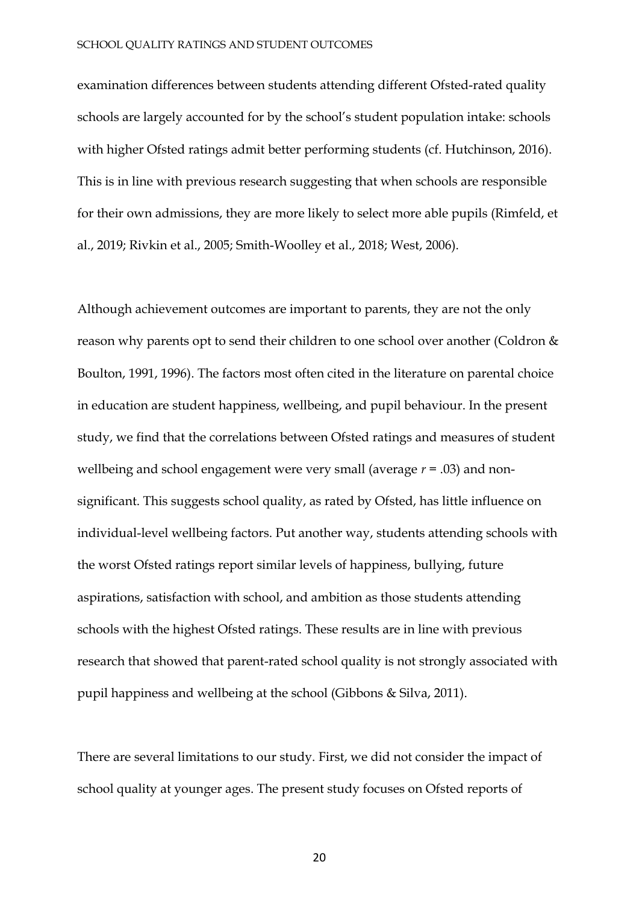examination differences between students attending different Ofsted-rated quality schools are largely accounted for by the school's student population intake: schools with higher Ofsted ratings admit better performing students (cf. Hutchinson, 2016). This is in line with previous research suggesting that when schools are responsible for their own admissions, they are more likely to select more able pupils (Rimfeld, et al., 2019; Rivkin et al., 2005; Smith-Woolley et al., 2018; West, 2006).

Although achievement outcomes are important to parents, they are not the only reason why parents opt to send their children to one school over another (Coldron & Boulton, 1991, 1996). The factors most often cited in the literature on parental choice in education are student happiness, wellbeing, and pupil behaviour. In the present study, we find that the correlations between Ofsted ratings and measures of student wellbeing and school engagement were very small (average $r$ = .03) and non-significant. This suggests school quality, as rated by Ofsted, has little influence on individual-level wellbeing factors. Put another way, students attending schools with the worst Ofsted ratings report similar levels of happiness, bullying, future aspirations, satisfaction with school, and ambition as those students attending schools with the highest Ofsted ratings. These results are in line with previous research that showed that parent-rated school quality is not strongly associated with pupil happiness and wellbeing at the school (Gibbons & Silva, 2011).

There are several limitations to our study. First, we did not consider the impact of school quality at younger ages. The present study focuses on Ofsted reports of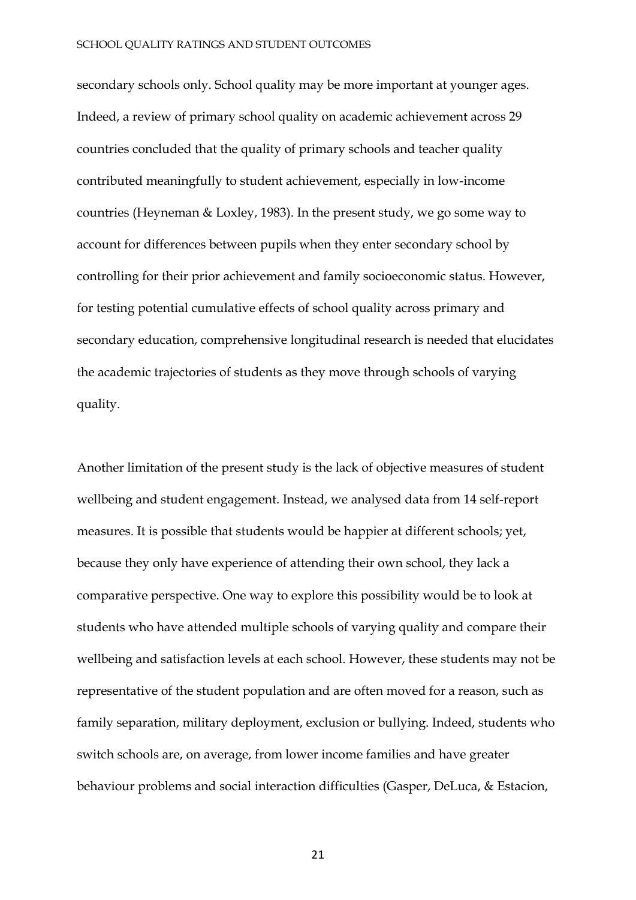secondary schools only. School quality may be more important at younger ages. Indeed, a review of primary school quality on academic achievement across 29 countries concluded that the quality of primary schools and teacher quality contributed meaningfully to student achievement, especially in low-income countries (Heyneman & Loxley, 1983). In the present study, we go some way to account for differences between pupils when they enter secondary school by controlling for their prior achievement and family socioeconomic status. However, for testing potential cumulative effects of school quality across primary and secondary education, comprehensive longitudinal research is needed that elucidates the academic trajectories of students as they move through schools of varying quality.

Another limitation of the present study is the lack of objective measures of student wellbeing and student engagement. Instead, we analysed data from 14 self-report measures. It is possible that students would be happier at different schools; yet, because they only have experience of attending their own school, they lack a comparative perspective. One way to explore this possibility would be to look at students who have attended multiple schools of varying quality and compare their wellbeing and satisfaction levels at each school. However, these students may not be representative of the student population and are often moved for a reason, such as family separation, military deployment, exclusion or bullying. Indeed, students who switch schools are, on average, from lower income families and have greater behaviour problems and social interaction difficulties (Gasper, DeLuca, & Estacion,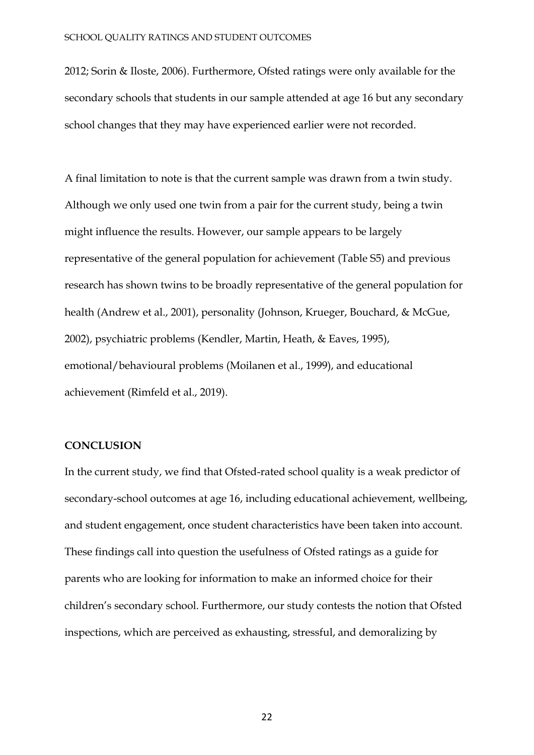2012; Sorin & Iloste, 2006). Furthermore, Ofsted ratings were only available for the secondary schools that students in our sample attended at age 16 but any secondary school changes that they may have experienced earlier were not recorded.

A final limitation to note is that the current sample was drawn from a twin study. Although we only used one twin from a pair for the current study, being a twin might influence the results. However, our sample appears to be largely representative of the general population for achievement (Table S5) and previous research has shown twins to be broadly representative of the general population for health (Andrew et al., 2001), personality (Johnson, Krueger, Bouchard, & McGue, 2002), psychiatric problems (Kendler, Martin, Heath, & Eaves, 1995), emotional/behavioural problems (Moilanen et al., 1999), and educational achievement (Rimfeld et al., 2019).

## CONCLUSION

In the current study, we find that Ofsted-rated school quality is a weak predictor of secondary-school outcomes at age 16, including educational achievement, wellbeing, and student engagement, once student characteristics have been taken into account. These findings call into question the usefulness of Ofsted ratings as a guide for parents who are looking for information to make an informed choice for their children's secondary school. Furthermore, our study contests the notion that Ofsted inspections, which are perceived as exhausting, stressful, and demoralizing by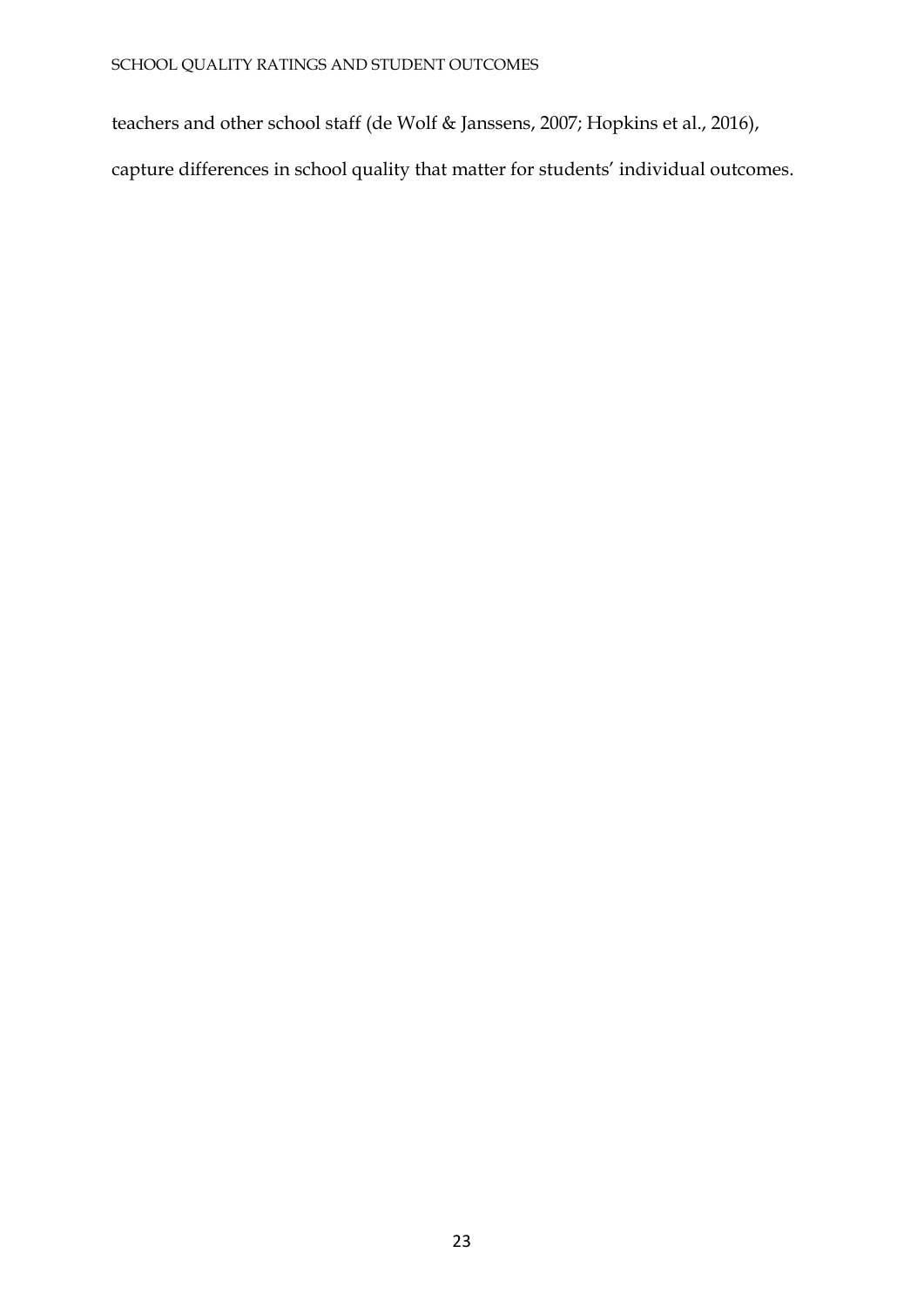teachers and other school staff (de Wolf & Janssens, 2007; Hopkins et al., 2016), capture differences in school quality that matter for students' individual outcomes.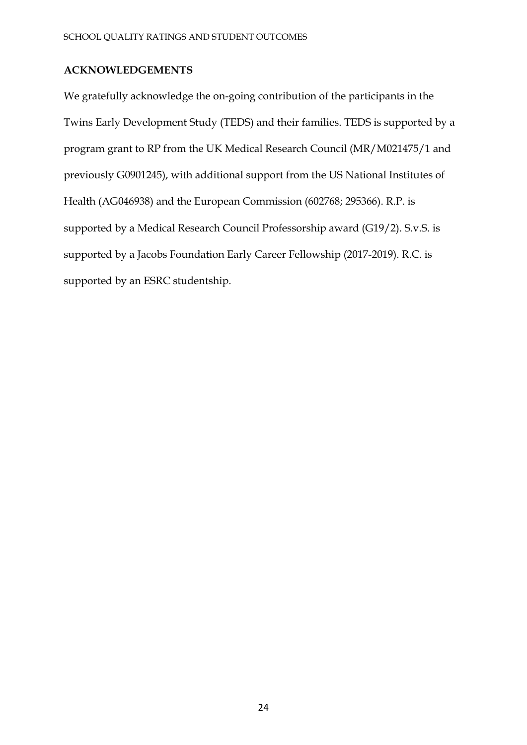## ACKNOWLEDGEMENTS

We gratefully acknowledge the on-going contribution of the participants in the Twins Early Development Study (TEDS) and their families. TEDS is supported by a program grant to RP from the UK Medical Research Council (MR/M021475/1 and previously G0901245), with additional support from the US National Institutes of Health (AG046938) and the European Commission (602768; 295366). R.P. is supported by a Medical Research Council Professorship award (G19/2). S.v.S. is supported by a Jacobs Foundation Early Career Fellowship (2017-2019). R.C. is supported by an ESRC studentship.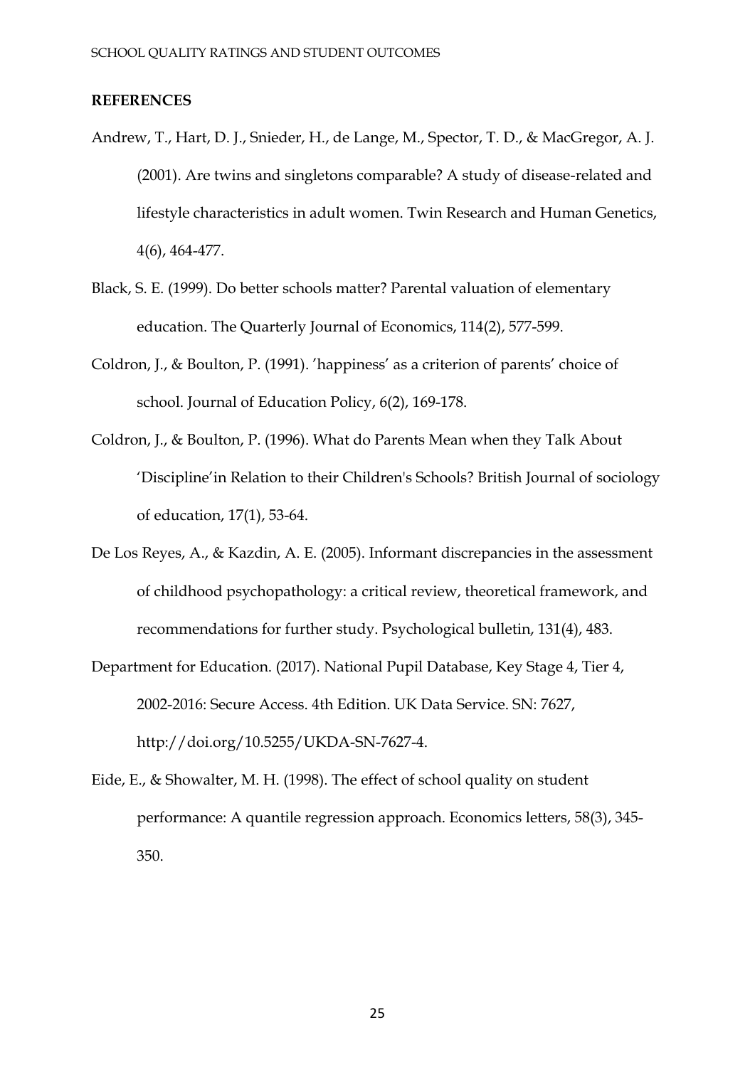**REFERENCES**

Andrew, T., Hart, D. J., Snieder, H., de Lange, M., Spector, T. D., & MacGregor, A. J. (2001). Are twins and singletons comparable? A study of disease-related and lifestyle characteristics in adult women. Twin Research and Human Genetics, 4(6), 464-477.

Black, S. E. (1999). Do better schools matter? Parental valuation of elementary education. The Quarterly Journal of Economics, 114(2), 577-599.

Coldron, J., & Boulton, P. (1991). 'happiness' as a criterion of parents' choice of school. Journal of Education Policy, 6(2), 169-178.

Coldron, J., & Boulton, P. (1996). What do Parents Mean when they Talk About 'Discipline'in Relation to their Children's Schools? British Journal of sociology of education, 17(1), 53-64.

De Los Reyes, A., & Kazdin, A. E. (2005). Informant discrepancies in the assessment of childhood psychopathology: a critical review, theoretical framework, and recommendations for further study. Psychological bulletin, 131(4), 483.

Department for Education. (2017). National Pupil Database, Key Stage 4, Tier 4, 2002-2016: Secure Access. 4th Edition. UK Data Service. SN: 7627, http://doi.org/10.5255/UKDA-SN-7627-4.

Eide, E., & Showalter, M. H. (1998). The effect of school quality on student performance: A quantile regression approach. Economics letters, 58(3), 345-350.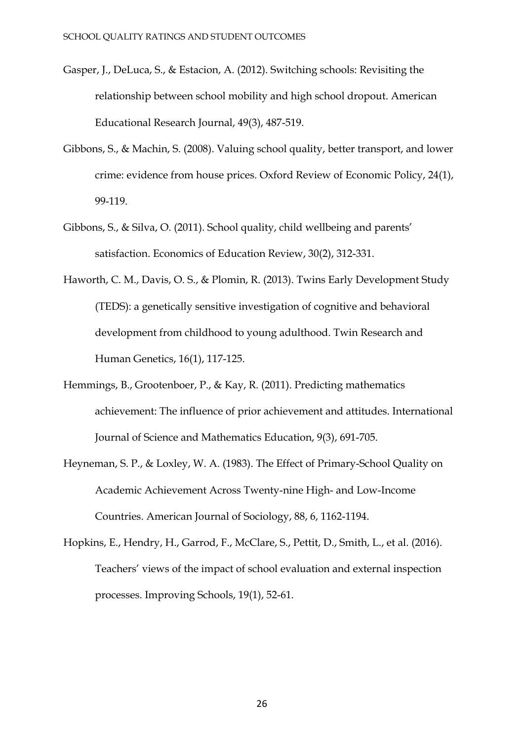Gasper, J., DeLuca, S., & Estacion, A. (2012). Switching schools: Revisiting the relationship between school mobility and high school dropout. American Educational Research Journal, 49(3), 487-519.

Gibbons, S., & Machin, S. (2008). Valuing school quality, better transport, and lower crime: evidence from house prices. Oxford Review of Economic Policy, 24(1), 99-119.

Gibbons, S., & Silva, O. (2011). School quality, child wellbeing and parents' satisfaction. Economics of Education Review, 30(2), 312-331.

Haworth, C. M., Davis, O. S., & Plomin, R. (2013). Twins Early Development Study (TEDS): a genetically sensitive investigation of cognitive and behavioral development from childhood to young adulthood. Twin Research and Human Genetics, 16(1), 117-125.

Hemmings, B., Grootenboer, P., & Kay, R. (2011). Predicting mathematics achievement: The influence of prior achievement and attitudes. International Journal of Science and Mathematics Education, 9(3), 691-705.

Heyneman, S. P., & Loxley, W. A. (1983). The Effect of Primary-School Quality on Academic Achievement Across Twenty-nine High- and Low-Income Countries. American Journal of Sociology, 88, 6, 1162-1194.

Hopkins, E., Hendry, H., Garrod, F., McClare, S., Pettit, D., Smith, L., et al. (2016). Teachers' views of the impact of school evaluation and external inspection processes. Improving Schools, 19(1), 52-61.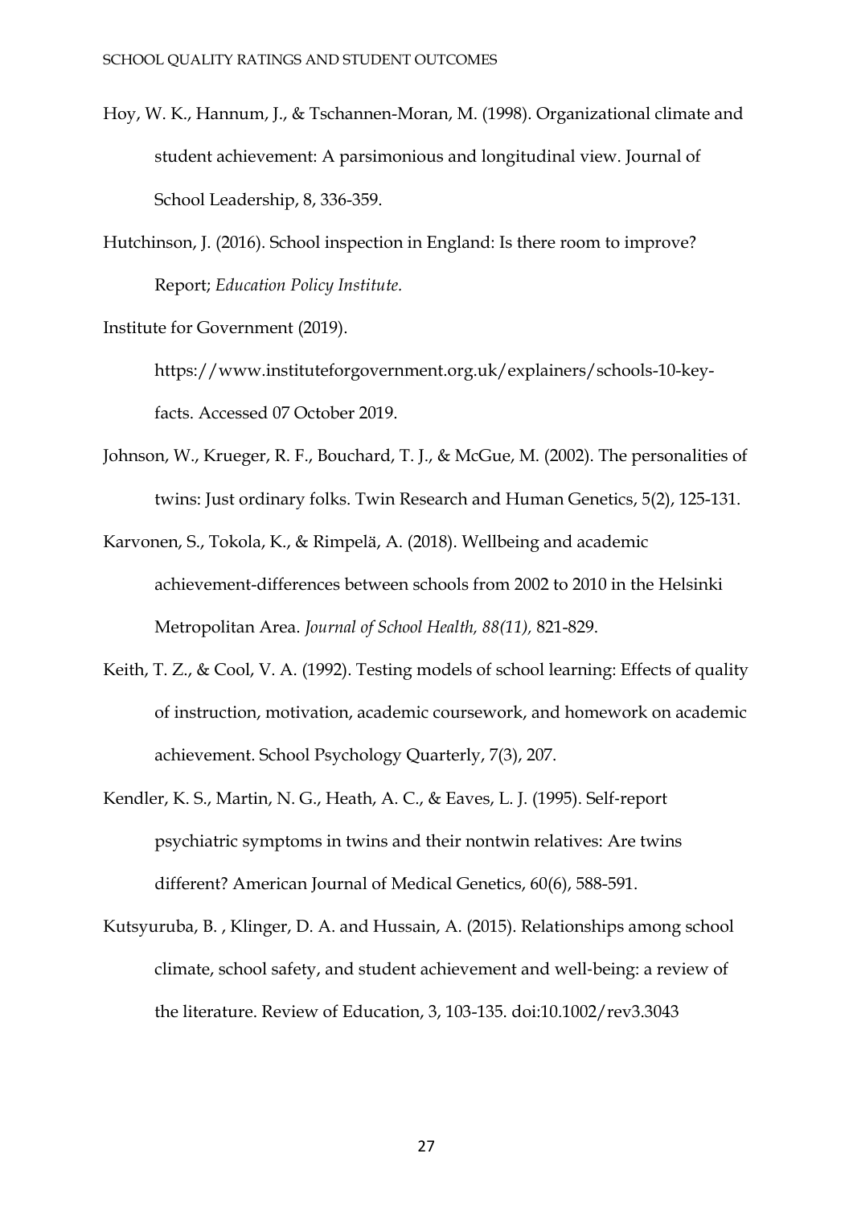Hoy, W. K., Hannum, J., & Tschannen-Moran, M. (1998). Organizational climate and student achievement: A parsimonious and longitudinal view. Journal of School Leadership, 8, 336-359.

Hutchinson, J. (2016). School inspection in England: Is there room to improve? Report; *Education Policy Institute.*

Institute for Government (2019). https://www.instituteforgovernment.org.uk/explainers/schools-10-key-facts. Accessed 07 October 2019.

Johnson, W., Krueger, R. F., Bouchard, T. J., & McGue, M. (2002). The personalities of twins: Just ordinary folks. Twin Research and Human Genetics, 5(2), 125-131.

Karvonen, S., Tokola, K., & Rimpelä, A. (2018). Wellbeing and academic achievement-differences between schools from 2002 to 2010 in the Helsinki Metropolitan Area. *Journal of School Health, 88(11),* 821-829.

Keith, T. Z., & Cool, V. A. (1992). Testing models of school learning: Effects of quality of instruction, motivation, academic coursework, and homework on academic achievement. School Psychology Quarterly, 7(3), 207.

Kendler, K. S., Martin, N. G., Heath, A. C., & Eaves, L. J. (1995). Self-report psychiatric symptoms in twins and their nontwin relatives: Are twins different? American Journal of Medical Genetics, 60(6), 588-591.

Kutsyuruba, B. , Klinger, D. A. and Hussain, A. (2015). Relationships among school climate, school safety, and student achievement and well-being: a review of the literature. Review of Education, 3, 103-135. doi:10.1002/rev3.3043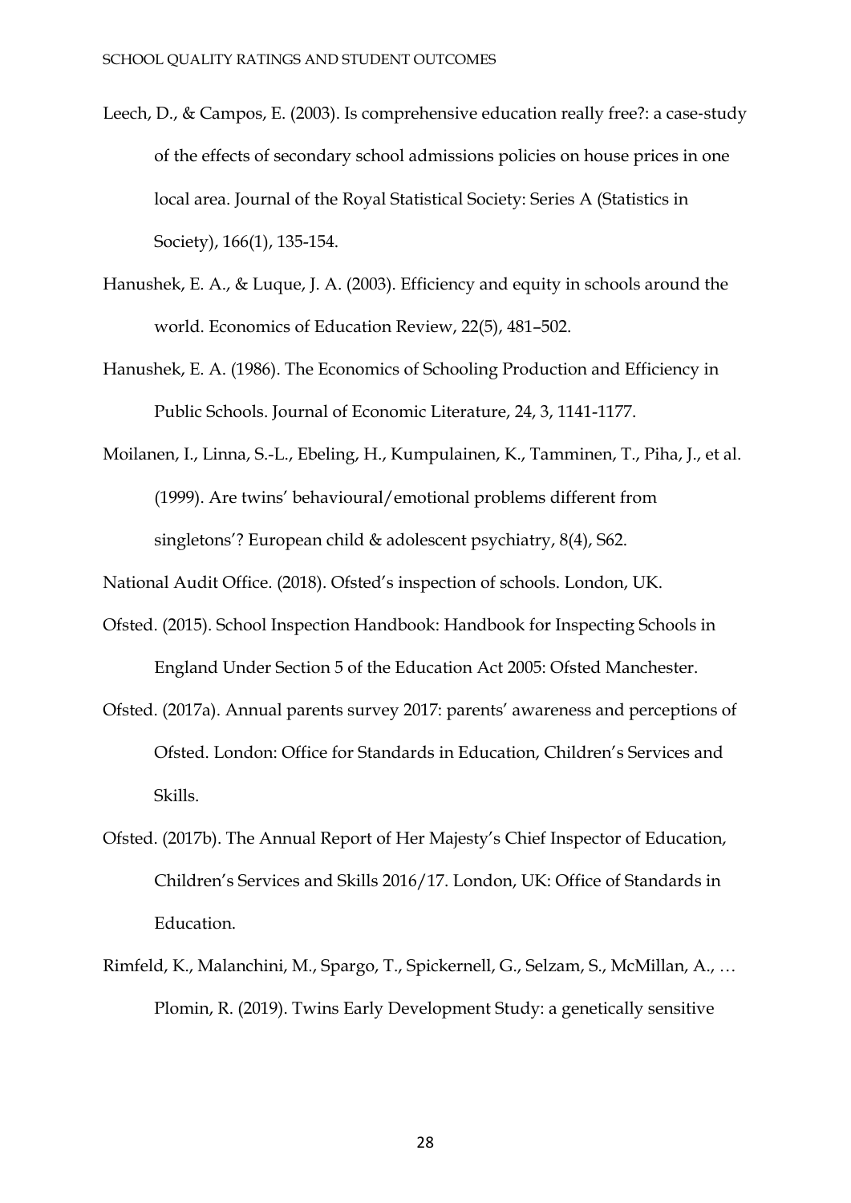Leech, D., & Campos, E. (2003). Is comprehensive education really free?: a case-study of the effects of secondary school admissions policies on house prices in one local area. Journal of the Royal Statistical Society: Series A (Statistics in Society), 166(1), 135-154.

Hanushek, E. A., & Luque, J. A. (2003). Efficiency and equity in schools around the world. Economics of Education Review, 22(5), 481–502.

Hanushek, E. A. (1986). The Economics of Schooling Production and Efficiency in Public Schools. Journal of Economic Literature, 24, 3, 1141-1177.

Moilanen, I., Linna, S.-L., Ebeling, H., Kumpulainen, K., Tamminen, T., Piha, J., et al. (1999). Are twins' behavioural/emotional problems different from singletons'? European child & adolescent psychiatry, 8(4), S62.

National Audit Office. (2018). Ofsted's inspection of schools. London, UK.

Ofsted. (2015). School Inspection Handbook: Handbook for Inspecting Schools in England Under Section 5 of the Education Act 2005: Ofsted Manchester.

Ofsted. (2017a). Annual parents survey 2017: parents' awareness and perceptions of Ofsted. London: Office for Standards in Education, Children's Services and Skills.

Ofsted. (2017b). The Annual Report of Her Majesty's Chief Inspector of Education, Children's Services and Skills 2016/17. London, UK: Office of Standards in Education.

Rimfeld, K., Malanchini, M., Spargo, T., Spickernell, G., Selzam, S., McMillan, A., … Plomin, R. (2019). Twins Early Development Study: a genetically sensitive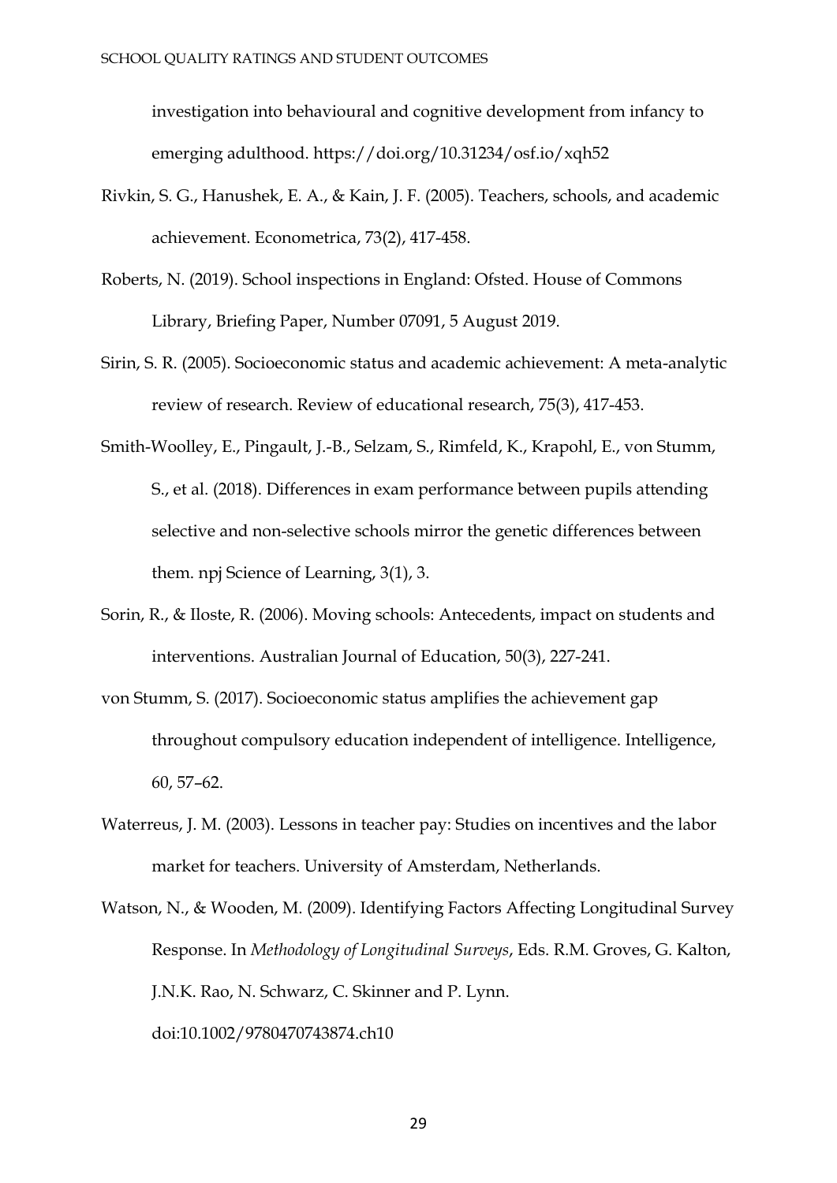investigation into behavioural and cognitive development from infancy to emerging adulthood. https://doi.org/10.31234/osf.io/xqh52

Rivkin, S. G., Hanushek, E. A., & Kain, J. F. (2005). Teachers, schools, and academic achievement. Econometrica, 73(2), 417-458.

Roberts, N. (2019). School inspections in England: Ofsted. House of Commons Library, Briefing Paper, Number 07091, 5 August 2019.

Sirin, S. R. (2005). Socioeconomic status and academic achievement: A meta-analytic review of research. Review of educational research, 75(3), 417-453.

Smith-Woolley, E., Pingault, J.-B., Selzam, S., Rimfeld, K., Krapohl, E., von Stumm, S., et al. (2018). Differences in exam performance between pupils attending selective and non-selective schools mirror the genetic differences between them. npj Science of Learning, 3(1), 3.

Sorin, R., & Iloste, R. (2006). Moving schools: Antecedents, impact on students and interventions. Australian Journal of Education, 50(3), 227-241.

von Stumm, S. (2017). Socioeconomic status amplifies the achievement gap throughout compulsory education independent of intelligence. Intelligence, 60, 57–62.

Waterreus, J. M. (2003). Lessons in teacher pay: Studies on incentives and the labor market for teachers. University of Amsterdam, Netherlands.

Watson, N., & Wooden, M. (2009). Identifying Factors Affecting Longitudinal Survey Response. In *Methodology of Longitudinal Surveys*, Eds. R.M. Groves, G. Kalton, J.N.K. Rao, N. Schwarz, C. Skinner and P. Lynn. doi:10.1002/9780470743874.ch10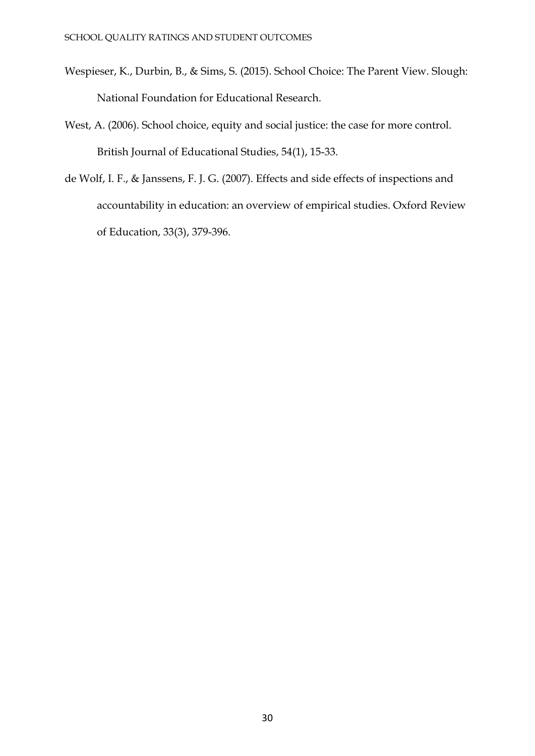Wespieser, K., Durbin, B., & Sims, S. (2015). School Choice: The Parent View. Slough: National Foundation for Educational Research.

West, A. (2006). School choice, equity and social justice: the case for more control. British Journal of Educational Studies, 54(1), 15-33.

de Wolf, I. F., & Janssens, F. J. G. (2007). Effects and side effects of inspections and accountability in education: an overview of empirical studies. Oxford Review of Education, 33(3), 379-396.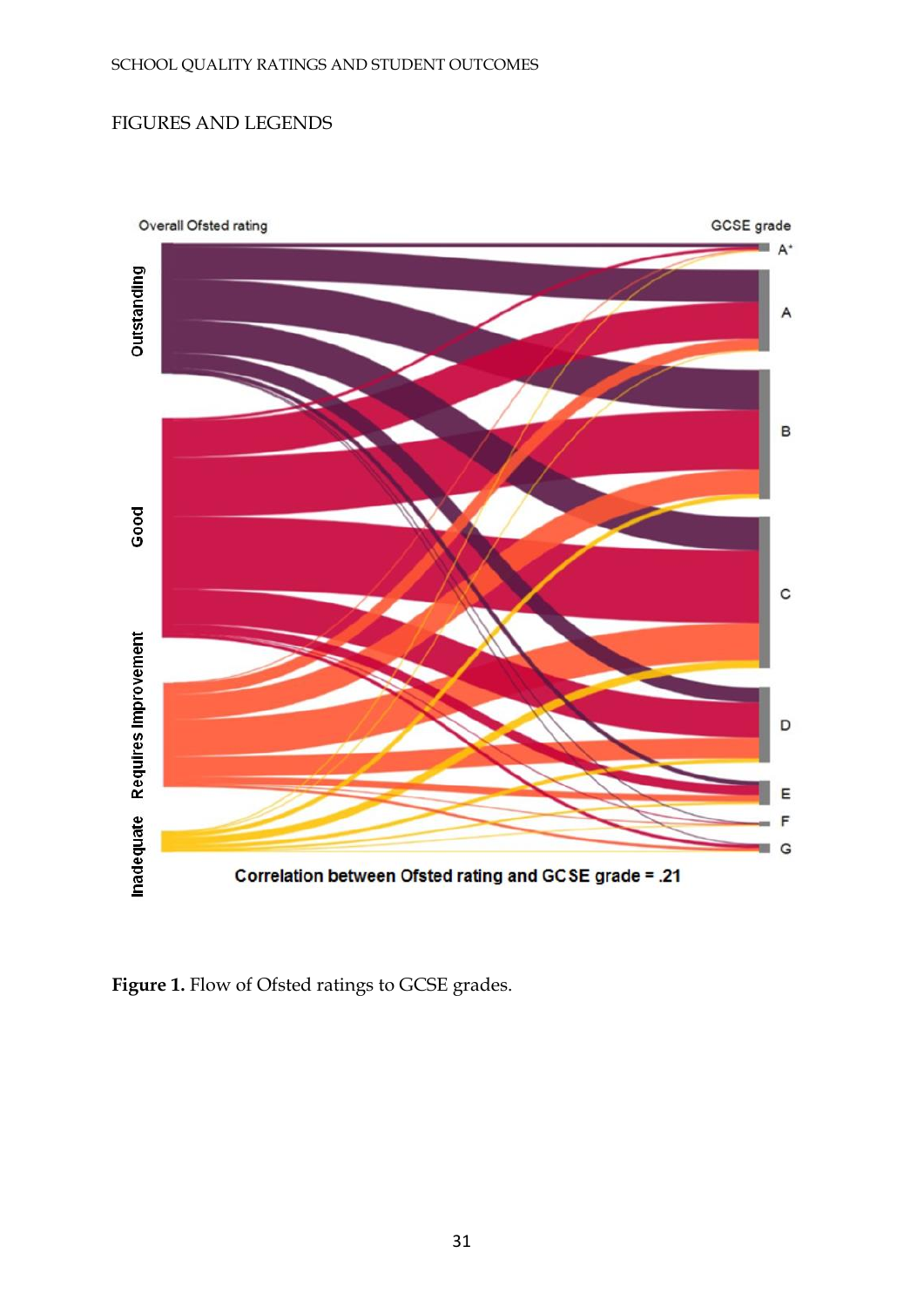FIGURES AND LEGENDS

**Figure 1.** Flow of Ofsted ratings to GCSE grades.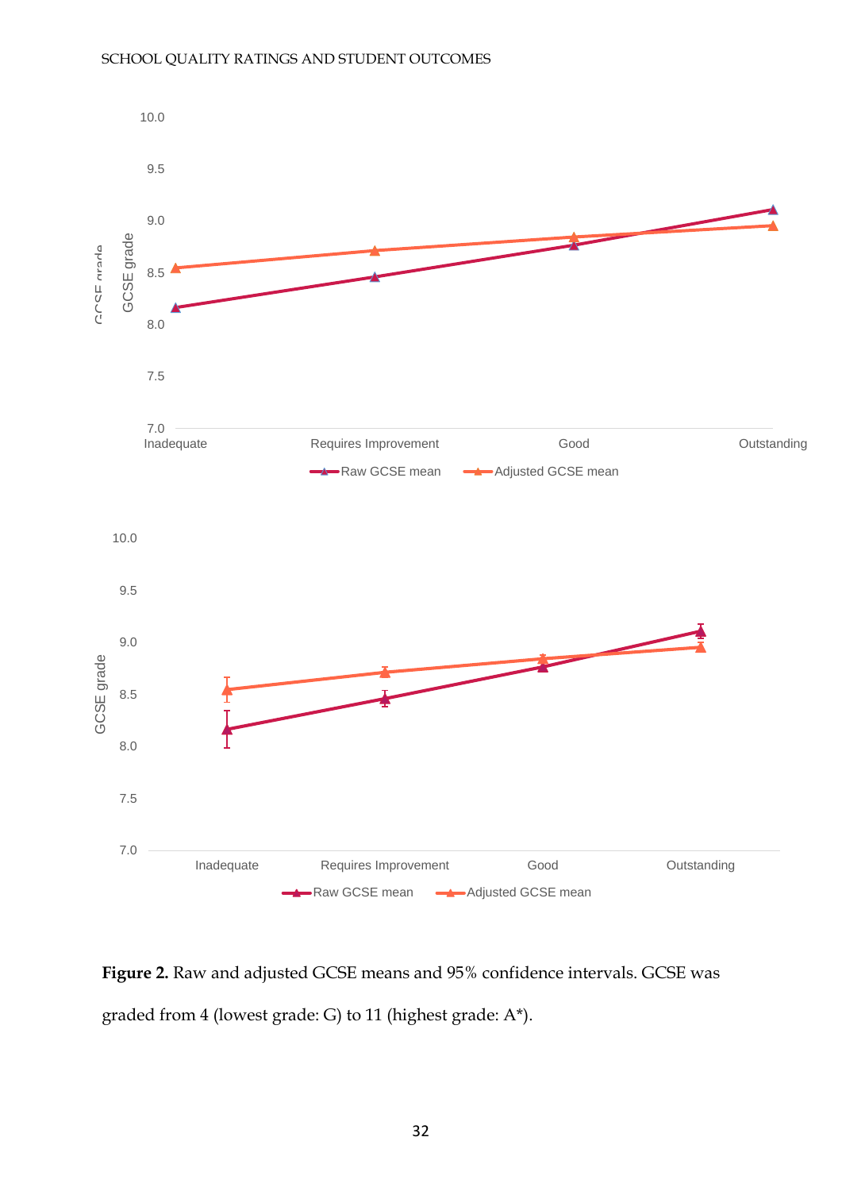**Figure 2.** Raw and adjusted GCSE means and 95% confidence intervals. GCSE was graded from 4 (lowest grade: G) to 11 (highest grade: A*).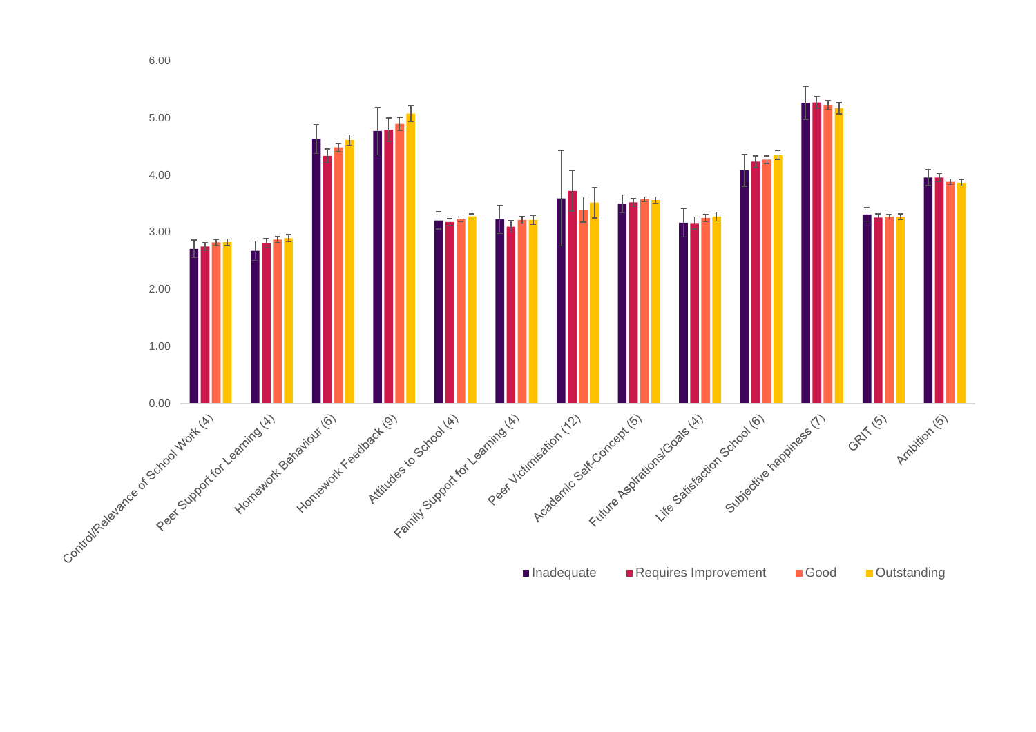6.00

5.00

4.00

3.00

2.00

1.00

0.00

Control/Relevance of School Work (4)

Peer Support for Learning (4)

Homework Behaviour (6)

Homework Feedback (9)

Attitudes to School (4)

Family Support for Learning (4)

Peer Victimisation (12)

Academic Self-Concept (5)

Future Aspirations/Goals (4)

Life Satisfaction School (6)

Subjective happiness (7)

GRIT (5)

Ambition (5)

Inadequate · Requires Improvement · Good · Outstanding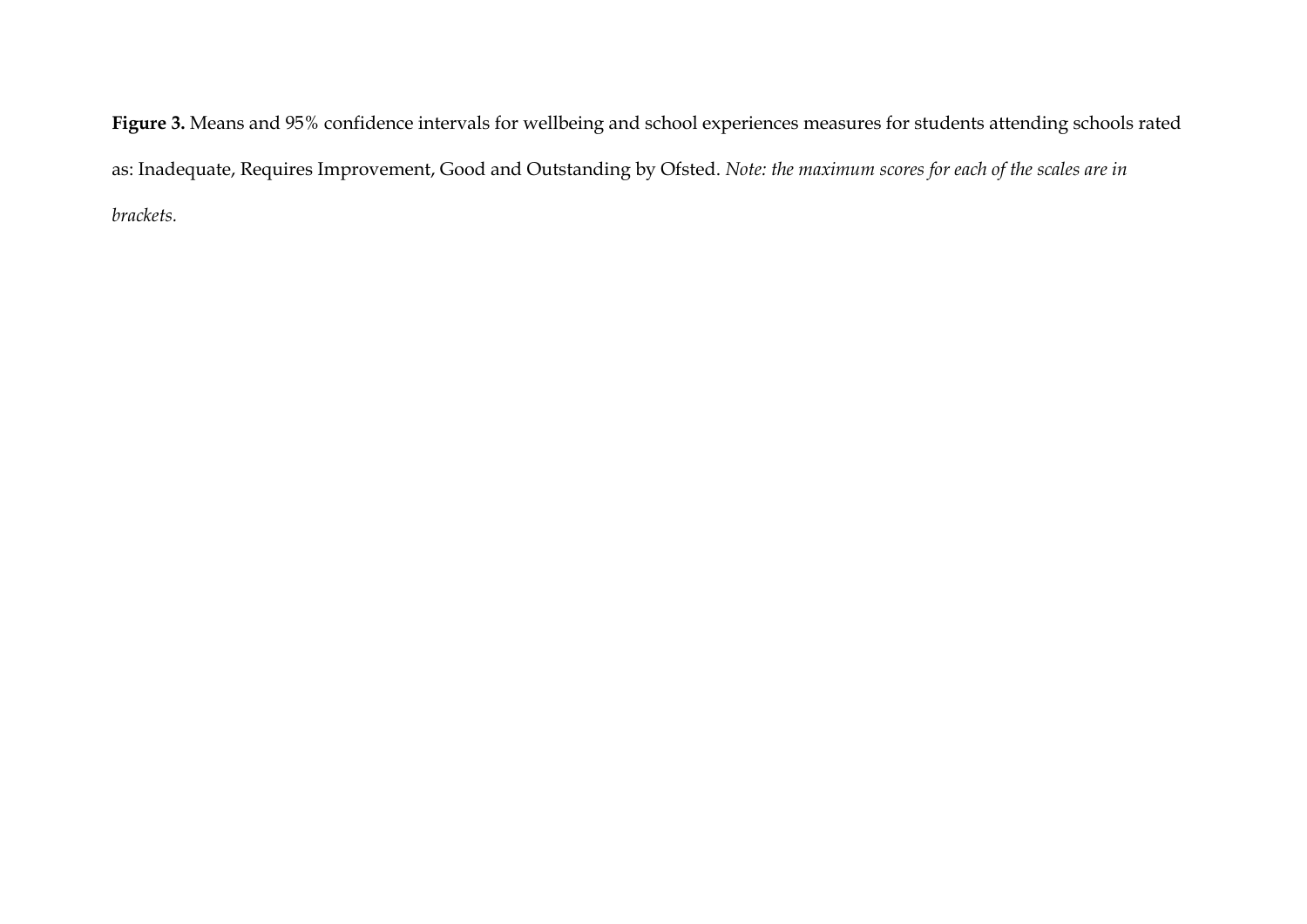**Figure 3.** Means and 95% confidence intervals for wellbeing and school experiences measures for students attending schools rated as: Inadequate, Requires Improvement, Good and Outstanding by Ofsted. *Note: the maximum scores for each of the scales are in brackets.*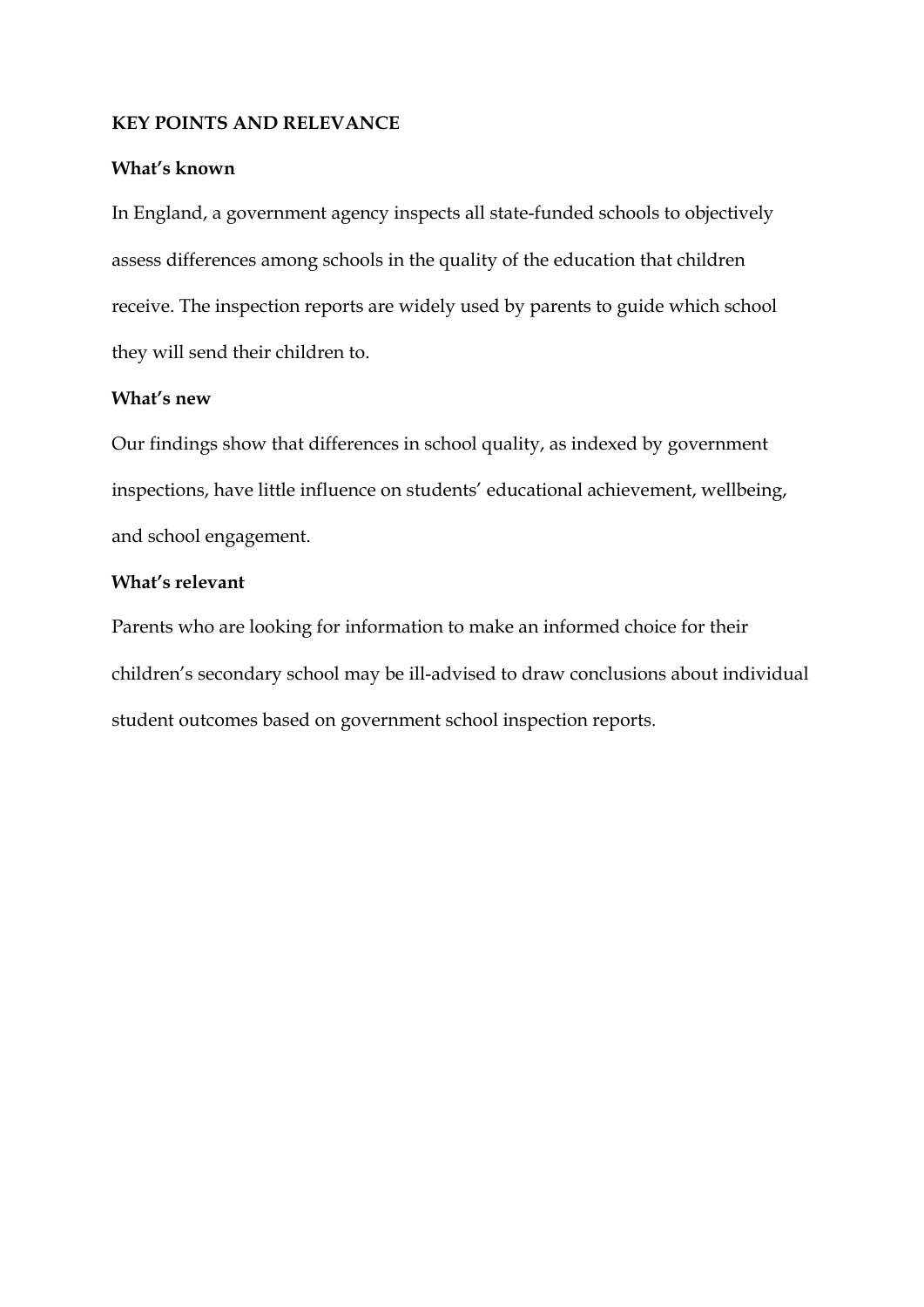## KEY POINTS AND RELEVANCE

### What's known

In England, a government agency inspects all state-funded schools to objectively assess differences among schools in the quality of the education that children receive. The inspection reports are widely used by parents to guide which school they will send their children to.

### What's new

Our findings show that differences in school quality, as indexed by government inspections, have little influence on students' educational achievement, wellbeing, and school engagement.

### What's relevant

Parents who are looking for information to make an informed choice for their children's secondary school may be ill-advised to draw conclusions about individual student outcomes based on government school inspection reports.